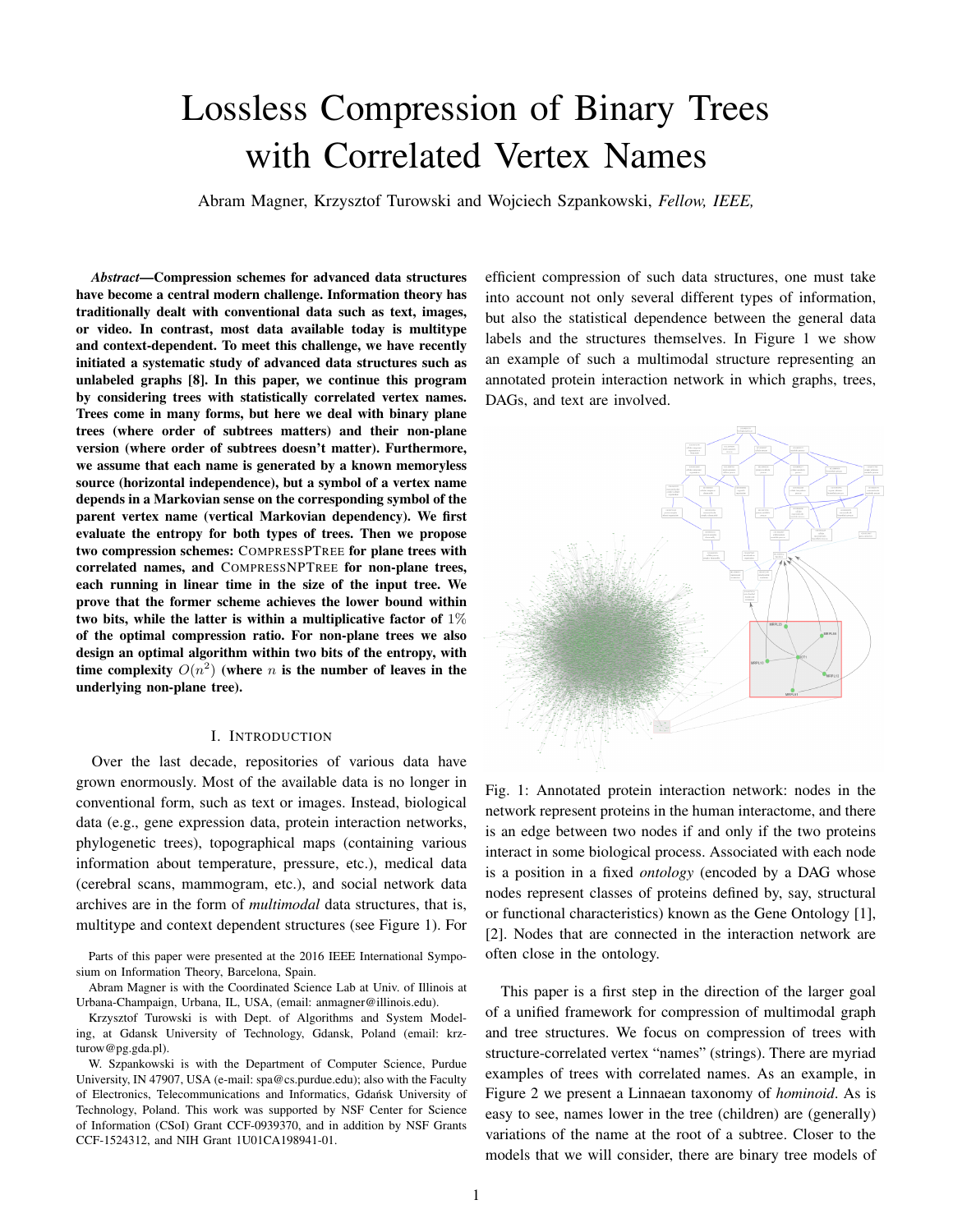# Lossless Compression of Binary Trees with Correlated Vertex Names

Abram Magner, Krzysztof Turowski and Wojciech Szpankowski, *Fellow, IEEE,*

***Abstract*—Compression schemes for advanced data structures have become a central modern challenge. Information theory has traditionally dealt with conventional data such as text, images, or video. In contrast, most data available today is multitype and context-dependent. To meet this challenge, we have recently initiated a systematic study of advanced data structures such as unlabeled graphs [8]. In this paper, we continue this program by considering trees with statistically correlated vertex names. Trees come in many forms, but here we deal with binary plane trees (where order of subtrees matters) and their non-plane version (where order of subtrees doesn't matter). Furthermore, we assume that each name is generated by a known memoryless source (horizontal independence), but a symbol of a vertex name depends in a Markovian sense on the corresponding symbol of the parent vertex name (vertical Markovian dependency). We first evaluate the entropy for both types of trees. Then we propose two compression schemes: CompressPTree for plane trees with correlated names, and CompressNPTree for non-plane trees, each running in linear time in the size of the input tree. We prove that the former scheme achieves the lower bound within two bits, while the latter is within a multiplicative factor of 1% of the optimal compression ratio. For non-plane trees we also design an optimal algorithm within two bits of the entropy, with time complexity $O(n^2)$ (where $n$ is the number of leaves in the underlying non-plane tree).**

## I. Introduction

Over the last decade, repositories of various data have grown enormously. Most of the available data is no longer in conventional form, such as text or images. Instead, biological data (e.g., gene expression data, protein interaction networks, phylogenetic trees), topographical maps (containing various information about temperature, pressure, etc.), medical data (cerebral scans, mammogram, etc.), and social network data archives are in the form of *multimodal* data structures, that is, multitype and context dependent structures (see Figure 1). For efficient compression of such data structures, one must take into account not only several different types of information, but also the statistical dependence between the general data labels and the structures themselves. In Figure 1 we show an example of such a multimodal structure representing an annotated protein interaction network in which graphs, trees, DAGs, and text are involved.

Fig. 1: Annotated protein interaction network: nodes in the network represent proteins in the human interactome, and there is an edge between two nodes if and only if the two proteins interact in some biological process. Associated with each node is a position in a fixed *ontology* (encoded by a DAG whose nodes represent classes of proteins defined by, say, structural or functional characteristics) known as the Gene Ontology [1], [2]. Nodes that are connected in the interaction network are often close in the ontology.

This paper is a first step in the direction of the larger goal of a unified framework for compression of multimodal graph and tree structures. We focus on compression of trees with structure-correlated vertex "names" (strings). There are myriad examples of trees with correlated names. As an example, in Figure 2 we present a Linnaean taxonomy of *hominoid*. As is easy to see, names lower in the tree (children) are (generally) variations of the name at the root of a subtree. Closer to the models that we will consider, there are binary tree models of

Parts of this paper were presented at the 2016 IEEE International Symposium on Information Theory, Barcelona, Spain.

Abram Magner is with the Coordinated Science Lab at Univ. of Illinois at Urbana-Champaign, Urbana, IL, USA, (email: anmagner@illinois.edu).

Krzysztof Turowski is with Dept. of Algorithms and System Modeling, at Gdansk University of Technology, Gdansk, Poland (email: krzturow@pg.gda.pl).

W. Szpankowski is with the Department of Computer Science, Purdue University, IN 47907, USA (e-mail: spa@cs.purdue.edu); also with the Faculty of Electronics, Telecommunications and Informatics, Gdańsk University of Technology, Poland. This work was supported by NSF Center for Science of Information (CSoI) Grant CCF-0939370, and in addition by NSF Grants CCF-1524312, and NIH Grant 1U01CA198941-01.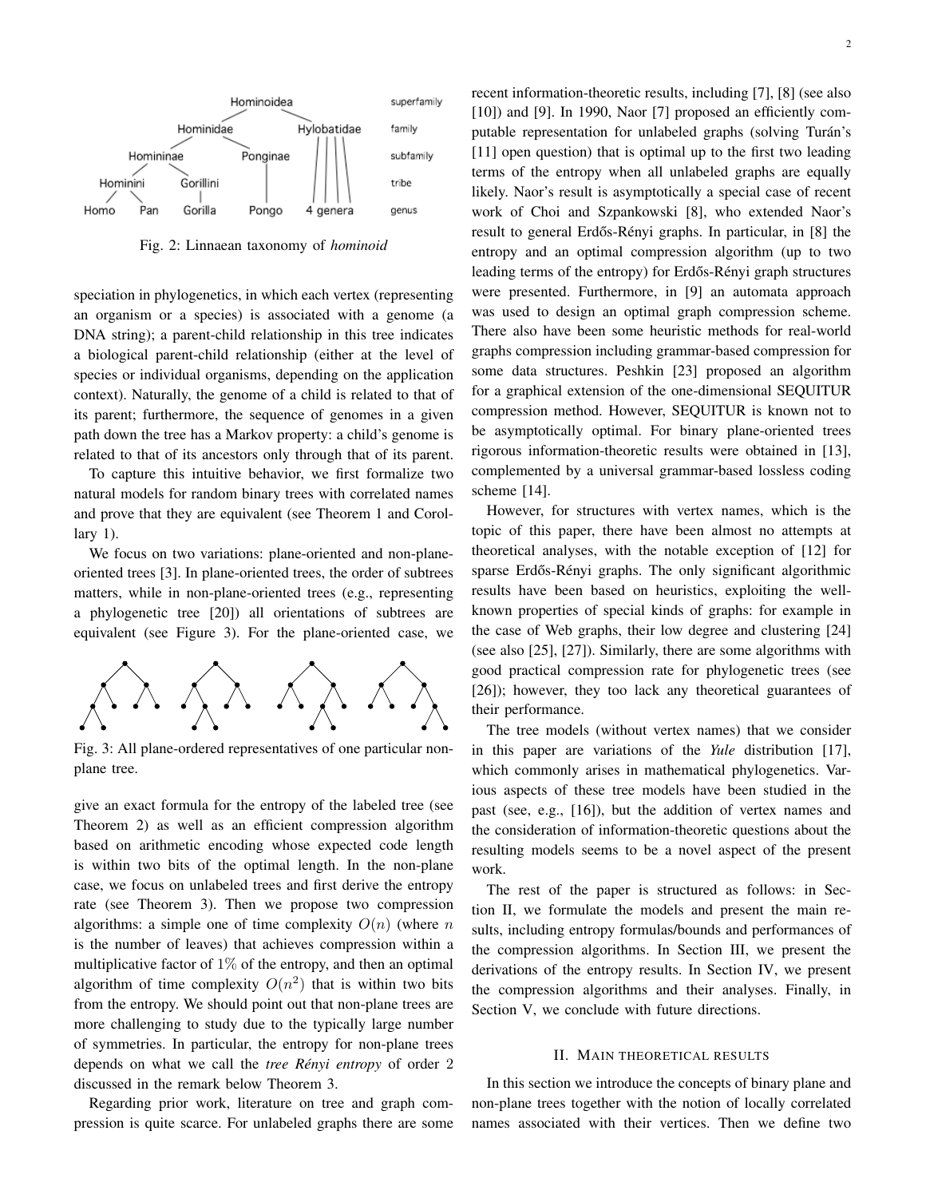Fig. 2: Linnaean taxonomy of *hominoid*

speciation in phylogenetics, in which each vertex (representing an organism or a species) is associated with a genome (a DNA string); a parent-child relationship in this tree indicates a biological parent-child relationship (either at the level of species or individual organisms, depending on the application context). Naturally, the genome of a child is related to that of its parent; furthermore, the sequence of genomes in a given path down the tree has a Markov property: a child's genome is related to that of its ancestors only through that of its parent.

To capture this intuitive behavior, we first formalize two natural models for random binary trees with correlated names and prove that they are equivalent (see Theorem 1 and Corollary 1).

We focus on two variations: plane-oriented and non-plane-oriented trees [3]. In plane-oriented trees, the order of subtrees matters, while in non-plane-oriented trees (e.g., representing a phylogenetic tree [20]) all orientations of subtrees are equivalent (see Figure 3). For the plane-oriented case, we give an exact formula for the entropy of the labeled tree (see Theorem 2) as well as an efficient compression algorithm based on arithmetic encoding whose expected code length is within two bits of the optimal length. In the non-plane case, we focus on unlabeled trees and first derive the entropy rate (see Theorem 3). Then we propose two compression algorithms: a simple one of time complexity $O(n)$ (where $n$ is the number of leaves) that achieves compression within a multiplicative factor of $1\%$ of the entropy, and then an optimal algorithm of time complexity $O(n^2)$ that is within two bits from the entropy. We should point out that non-plane trees are more challenging to study due to the typically large number of symmetries. In particular, the entropy for non-plane trees depends on what we call the *tree Rényi entropy* of order 2 discussed in the remark below Theorem 3.

Fig. 3: All plane-ordered representatives of one particular non-plane tree.

Regarding prior work, literature on tree and graph compression is quite scarce. For unlabeled graphs there are some recent information-theoretic results, including [7], [8] (see also [10]) and [9]. In 1990, Naor [7] proposed an efficiently computable representation for unlabeled graphs (solving Turán's [11] open question) that is optimal up to the first two leading terms of the entropy when all unlabeled graphs are equally likely. Naor's result is asymptotically a special case of recent work of Choi and Szpankowski [8], who extended Naor's result to general Erdős-Rényi graphs. In particular, in [8] the entropy and an optimal compression algorithm (up to two leading terms of the entropy) for Erdős-Rényi graph structures were presented. Furthermore, in [9] an automata approach was used to design an optimal graph compression scheme. There also have been some heuristic methods for real-world graphs compression including grammar-based compression for some data structures. Peshkin [23] proposed an algorithm for a graphical extension of the one-dimensional SEQUITUR compression method. However, SEQUITUR is known not to be asymptotically optimal. For binary plane-oriented trees rigorous information-theoretic results were obtained in [13], complemented by a universal grammar-based lossless coding scheme [14].

However, for structures with vertex names, which is the topic of this paper, there have been almost no attempts at theoretical analyses, with the notable exception of [12] for sparse Erdős-Rényi graphs. The only significant algorithmic results have been based on heuristics, exploiting the well-known properties of special kinds of graphs: for example in the case of Web graphs, their low degree and clustering [24] (see also [25], [27]). Similarly, there are some algorithms with good practical compression rate for phylogenetic trees (see [26]); however, they too lack any theoretical guarantees of their performance.

The tree models (without vertex names) that we consider in this paper are variations of the *Yule* distribution [17], which commonly arises in mathematical phylogenetics. Various aspects of these tree models have been studied in the past (see, e.g., [16]), but the addition of vertex names and the consideration of information-theoretic questions about the resulting models seems to be a novel aspect of the present work.

The rest of the paper is structured as follows: in Section II, we formulate the models and present the main results, including entropy formulas/bounds and performances of the compression algorithms. In Section III, we present the derivations of the entropy results. In Section IV, we present the compression algorithms and their analyses. Finally, in Section V, we conclude with future directions.

## II. Main theoretical results

In this section we introduce the concepts of binary plane and non-plane trees together with the notion of locally correlated names associated with their vertices. Then we define two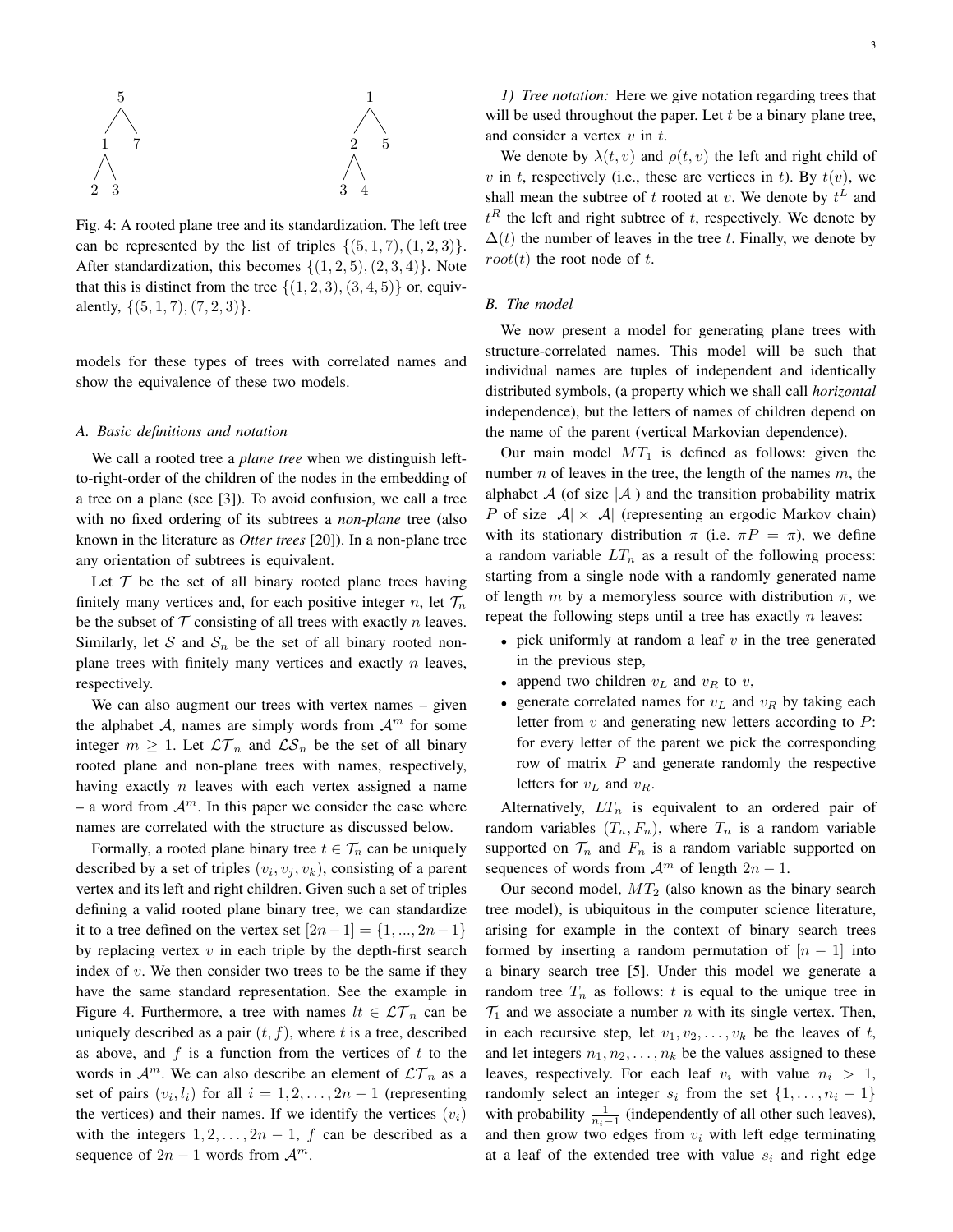Fig. 4: A rooted plane tree and its standardization. The left tree can be represented by the list of triples $\{(5,1,7),(1,2,3)\}$. After standardization, this becomes $\{(1,2,5),(2,3,4)\}$. Note that this is distinct from the tree $\{(1,2,3),(3,4,5)\}$ or, equivalently, $\{(5,1,7),(7,2,3)\}$.

models for these types of trees with correlated names and show the equivalence of these two models.

### A. Basic definitions and notation

We call a rooted tree a *plane tree* when we distinguish left-to-right-order of the children of the nodes in the embedding of a tree on a plane (see [3]). To avoid confusion, we call a tree with no fixed ordering of its subtrees a *non-plane* tree (also known in the literature as *Otter trees* [20]). In a non-plane tree any orientation of subtrees is equivalent.

Let $\mathcal{T}$ be the set of all binary rooted plane trees having finitely many vertices and, for each positive integer $n$, let $\mathcal{T}_n$ be the subset of $\mathcal{T}$ consisting of all trees with exactly $n$ leaves. Similarly, let $\mathcal{S}$ and $\mathcal{S}_n$ be the set of all binary rooted non-plane trees with finitely many vertices and exactly $n$ leaves, respectively.

We can also augment our trees with vertex names – given the alphabet $\mathcal{A}$, names are simply words from $\mathcal{A}^m$ for some integer $m \geq 1$. Let $\mathcal{LT}_n$ and $\mathcal{LS}_n$ be the set of all binary rooted plane and non-plane trees with names, respectively, having exactly $n$ leaves with each vertex assigned a name – a word from $\mathcal{A}^m$. In this paper we consider the case where names are correlated with the structure as discussed below.

Formally, a rooted plane binary tree $t \in \mathcal{T}_n$ can be uniquely described by a set of triples $(v_i, v_j, v_k)$, consisting of a parent vertex and its left and right children. Given such a set of triples defining a valid rooted plane binary tree, we can standardize it to a tree defined on the vertex set $[2n-1] = \{1, ..., 2n-1\}$ by replacing vertex $v$ in each triple by the depth-first search index of $v$. We then consider two trees to be the same if they have the same standard representation. See the example in Figure 4. Furthermore, a tree with names $lt \in \mathcal{LT}_n$ can be uniquely described as a pair $(t, f)$, where $t$ is a tree, described as above, and $f$ is a function from the vertices of $t$ to the words in $\mathcal{A}^m$. We can also describe an element of $\mathcal{LT}_n$ as a set of pairs $(v_i, l_i)$ for all $i = 1, 2, \ldots, 2n-1$ (representing the vertices) and their names. If we identify the vertices $(v_i)$ with the integers $1, 2, \ldots, 2n-1$, $f$ can be described as a sequence of $2n-1$ words from $\mathcal{A}^m$.

*1) Tree notation:* Here we give notation regarding trees that will be used throughout the paper. Let $t$ be a binary plane tree, and consider a vertex $v$ in $t$.

We denote by $\lambda(t, v)$ and $\rho(t, v)$ the left and right child of $v$ in $t$, respectively (i.e., these are vertices in $t$). By $t(v)$, we shall mean the subtree of $t$ rooted at $v$. We denote by $t^L$ and $t^R$ the left and right subtree of $t$, respectively. We denote by $\Delta(t)$ the number of leaves in the tree $t$. Finally, we denote by $root(t)$ the root node of $t$.

### B. The model

We now present a model for generating plane trees with structure-correlated names. This model will be such that individual names are tuples of independent and identically distributed symbols, (a property which we shall call *horizontal* independence), but the letters of names of children depend on the name of the parent (vertical Markovian dependence).

Our main model $MT_1$ is defined as follows: given the number $n$ of leaves in the tree, the length of the names $m$, the alphabet $\mathcal{A}$ (of size $|\mathcal{A}|$) and the transition probability matrix $P$ of size $|\mathcal{A}| \times |\mathcal{A}|$ (representing an ergodic Markov chain) with its stationary distribution $\pi$ (i.e. $\pi P = \pi$), we define a random variable $LT_n$ as a result of the following process: starting from a single node with a randomly generated name of length $m$ by a memoryless source with distribution $\pi$, we repeat the following steps until a tree has exactly $n$ leaves:

- pick uniformly at random a leaf $v$ in the tree generated in the previous step,
- append two children $v_L$ and $v_R$ to $v$,
- generate correlated names for $v_L$ and $v_R$ by taking each letter from $v$ and generating new letters according to $P$: for every letter of the parent we pick the corresponding row of matrix $P$ and generate randomly the respective letters for $v_L$ and $v_R$.

Alternatively, $LT_n$ is equivalent to an ordered pair of random variables $(T_n, F_n)$, where $T_n$ is a random variable supported on $\mathcal{T}_n$ and $F_n$ is a random variable supported on sequences of words from $\mathcal{A}^m$ of length $2n-1$.

Our second model, $MT_2$ (also known as the binary search tree model), is ubiquitous in the computer science literature, arising for example in the context of binary search trees formed by inserting a random permutation of $[n-1]$ into a binary search tree [5]. Under this model we generate a random tree $T_n$ as follows: $t$ is equal to the unique tree in $\mathcal{T}_1$ and we associate a number $n$ with its single vertex. Then, in each recursive step, let $v_1, v_2, \ldots, v_k$ be the leaves of $t$, and let integers $n_1, n_2, \ldots, n_k$ be the values assigned to these leaves, respectively. For each leaf $v_i$ with value $n_i > 1$, randomly select an integer $s_i$ from the set $\{1, \ldots, n_i - 1\}$ with probability $\frac{1}{n_i - 1}$ (independently of all other such leaves), and then grow two edges from $v_i$ with left edge terminating at a leaf of the extended tree with value $s_i$ and right edge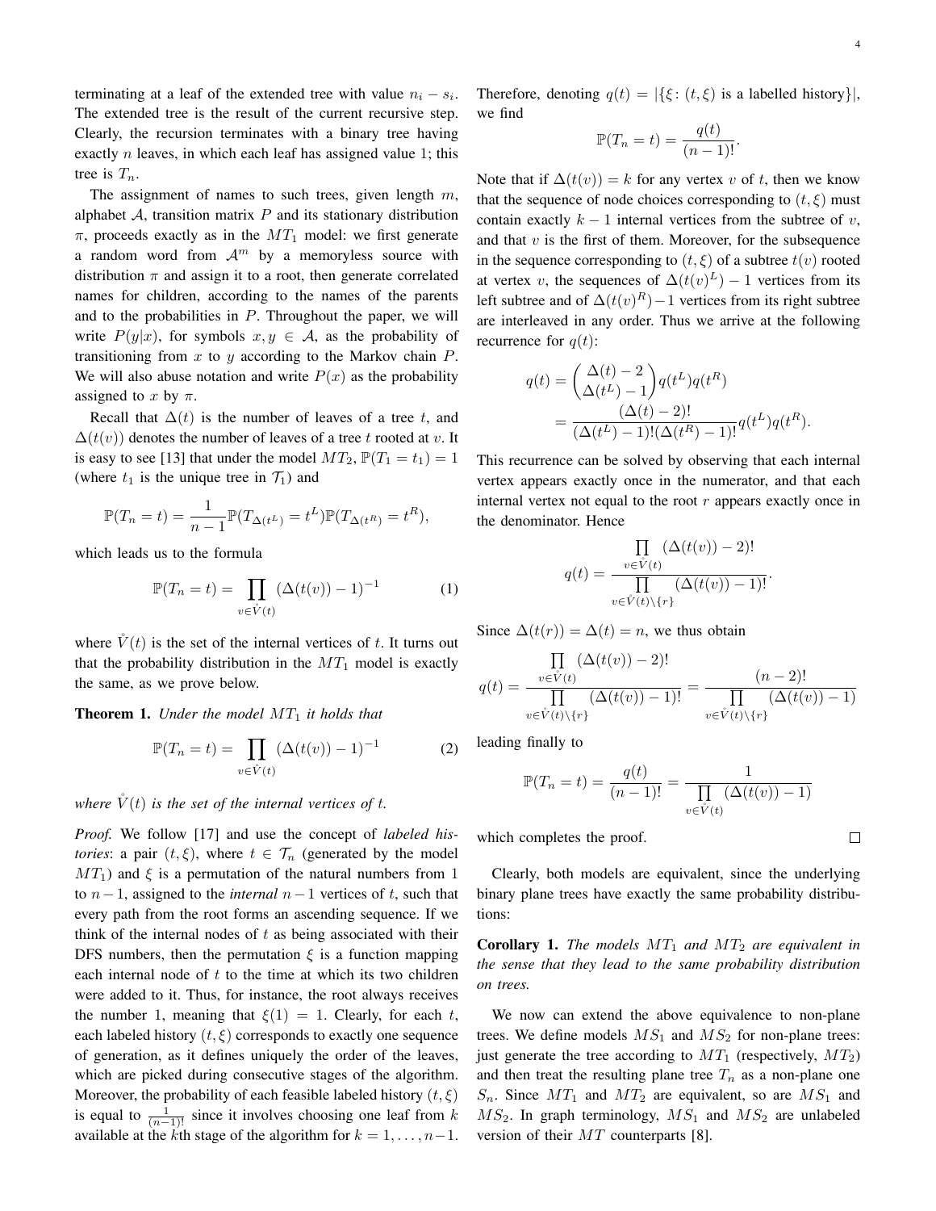terminating at a leaf of the extended tree with value $n_i - s_i$. The extended tree is the result of the current recursive step. Clearly, the recursion terminates with a binary tree having exactly $n$ leaves, in which each leaf has assigned value 1; this tree is $T_n$.

The assignment of names to such trees, given length $m$, alphabet $\mathcal{A}$, transition matrix $P$ and its stationary distribution $\pi$, proceeds exactly as in the $MT_1$ model: we first generate a random word from $\mathcal{A}^m$ by a memoryless source with distribution $\pi$ and assign it to a root, then generate correlated names for children, according to the names of the parents and to the probabilities in $P$. Throughout the paper, we will write $P(y|x)$, for symbols $x, y \in \mathcal{A}$, as the probability of transitioning from $x$ to $y$ according to the Markov chain $P$. We will also abuse notation and write $P(x)$ as the probability assigned to $x$ by $\pi$.

Recall that $\Delta(t)$ is the number of leaves of a tree $t$, and $\Delta(t(v))$ denotes the number of leaves of a tree $t$ rooted at $v$. It is easy to see [13] that under the model $MT_2$, $\mathbb{P}(T_1 = t_1) = 1$ (where $t_1$ is the unique tree in $\mathcal{T}_1$) and

$$\mathbb{P}(T_n = t) = \frac{1}{n-1}\mathbb{P}(T_{\Delta(t^L)} = t^L)\mathbb{P}(T_{\Delta(t^R)} = t^R),$$

which leads us to the formula

$$\mathbb{P}(T_n = t) = \prod_{v \in \mathring{V}(t)} (\Delta(t(v)) - 1)^{-1} \tag{1}$$

where $\mathring{V}(t)$ is the set of the internal vertices of $t$. It turns out that the probability distribution in the $MT_1$ model is exactly the same, as we prove below.

**Theorem 1.** *Under the model $MT_1$ it holds that*

$$\mathbb{P}(T_n = t) = \prod_{v \in \mathring{V}(t)} (\Delta(t(v)) - 1)^{-1} \tag{2}$$

*where $\mathring{V}(t)$ is the set of the internal vertices of $t$.*

*Proof.* We follow [17] and use the concept of *labeled histories*: a pair $(t, \xi)$, where $t \in \mathcal{T}_n$ (generated by the model $MT_1$) and $\xi$ is a permutation of the natural numbers from 1 to $n-1$, assigned to the *internal* $n-1$ vertices of $t$, such that every path from the root forms an ascending sequence. If we think of the internal nodes of $t$ as being associated with their DFS numbers, then the permutation $\xi$ is a function mapping each internal node of $t$ to the time at which its two children were added to it. Thus, for instance, the root always receives the number 1, meaning that $\xi(1) = 1$. Clearly, for each $t$, each labeled history $(t, \xi)$ corresponds to exactly one sequence of generation, as it defines uniquely the order of the leaves, which are picked during consecutive stages of the algorithm. Moreover, the probability of each feasible labeled history $(t, \xi)$ is equal to $\frac{1}{(n-1)!}$ since it involves choosing one leaf from $k$ available at the $k$th stage of the algorithm for $k = 1, \ldots, n-1$. Therefore, denoting $q(t) = |\{\xi \colon (t, \xi) \text{ is a labelled history}\}|$, we find

$$\mathbb{P}(T_n = t) = \frac{q(t)}{(n-1)!}.$$

Note that if $\Delta(t(v)) = k$ for any vertex $v$ of $t$, then we know that the sequence of node choices corresponding to $(t, \xi)$ must contain exactly $k-1$ internal vertices from the subtree of $v$, and that $v$ is the first of them. Moreover, for the subsequence in the sequence corresponding to $(t, \xi)$ of a subtree $t(v)$ rooted at vertex $v$, the sequences of $\Delta(t(v)^L) - 1$ vertices from its left subtree and of $\Delta(t(v)^R) - 1$ vertices from its right subtree are interleaved in any order. Thus we arrive at the following recurrence for $q(t)$:

$$\begin{aligned} q(t) &= \binom{\Delta(t) - 2}{\Delta(t^L) - 1} q(t^L) q(t^R) \\ &= \frac{(\Delta(t) - 2)!}{(\Delta(t^L) - 1)!(\Delta(t^R) - 1)!} q(t^L) q(t^R). \end{aligned}$$

This recurrence can be solved by observing that each internal vertex appears exactly once in the numerator, and that each internal vertex not equal to the root $r$ appears exactly once in the denominator. Hence

$$q(t) = \frac{\prod_{v \in \mathring{V}(t)} (\Delta(t(v)) - 2)!}{\prod_{v \in \mathring{V}(t) \setminus \{r\}} (\Delta(t(v)) - 1)!}.$$

Since $\Delta(t(r)) = \Delta(t) = n$, we thus obtain

$$q(t) = \frac{\prod_{v \in \mathring{V}(t)} (\Delta(t(v)) - 2)!}{\prod_{v \in \mathring{V}(t) \setminus \{r\}} (\Delta(t(v)) - 1)!} = \frac{(n-2)!}{\prod_{v \in \mathring{V}(t) \setminus \{r\}} (\Delta(t(v)) - 1)}$$

leading finally to

$$\mathbb{P}(T_n = t) = \frac{q(t)}{(n-1)!} = \frac{1}{\prod_{v \in \mathring{V}(t)} (\Delta(t(v)) - 1)}$$

which completes the proof. $\square$

Clearly, both models are equivalent, since the underlying binary plane trees have exactly the same probability distributions:

**Corollary 1.** *The models $MT_1$ and $MT_2$ are equivalent in the sense that they lead to the same probability distribution on trees.*

We now can extend the above equivalence to non-plane trees. We define models $MS_1$ and $MS_2$ for non-plane trees: just generate the tree according to $MT_1$ (respectively, $MT_2$) and then treat the resulting plane tree $T_n$ as a non-plane one $S_n$. Since $MT_1$ and $MT_2$ are equivalent, so are $MS_1$ and $MS_2$. In graph terminology, $MS_1$ and $MS_2$ are unlabeled version of their $MT$ counterparts [8].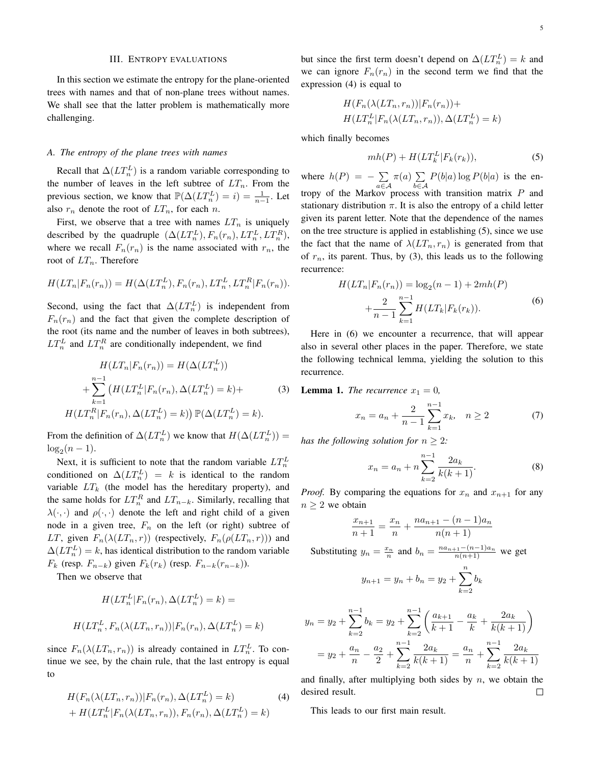## III. Entropy evaluations

In this section we estimate the entropy for the plane-oriented trees with names and that of non-plane trees without names. We shall see that the latter problem is mathematically more challenging.

### A. The entropy of the plane trees with names

Recall that $\Delta(LT_n^L)$ is a random variable corresponding to the number of leaves in the left subtree of $LT_n$. From the previous section, we know that $\mathbb{P}(\Delta(LT_n^L) = i) = \frac{1}{n-1}$. Let also $r_n$ denote the root of $LT_n$, for each $n$.

First, we observe that a tree with names $LT_n$ is uniquely described by the quadruple $(\Delta(LT_n^L), F_n(r_n), LT_n^L, LT_n^R)$, where we recall $F_n(r_n)$ is the name associated with $r_n$, the root of $LT_n$. Therefore

$$H(LT_n|F_n(r_n)) = H(\Delta(LT_n^L), F_n(r_n), LT_n^L, LT_n^R|F_n(r_n)).$$

Second, using the fact that $\Delta(LT_n^L)$ is independent from $F_n(r_n)$ and the fact that given the complete description of the root (its name and the number of leaves in both subtrees), $LT_n^L$ and $LT_n^R$ are conditionally independent, we find

$$\begin{aligned} H(LT_n|F_n(r_n)) &= H(\Delta(LT_n^L)) \\ &+ \sum_{k=1}^{n-1} \big(H(LT_n^L|F_n(r_n), \Delta(LT_n^L) = k) + \\ &H(LT_n^R|F_n(r_n), \Delta(LT_n^L) = k)\big)\,\mathbb{P}(\Delta(LT_n^L) = k). \end{aligned} \tag{3}$$

From the definition of $\Delta(LT_n^L)$ we know that $H(\Delta(LT_n^L)) = \log_2(n-1)$.

Next, it is sufficient to note that the random variable $LT_n^L$ conditioned on $\Delta(LT_n^L) = k$ is identical to the random variable $LT_k$ (the model has the hereditary property), and the same holds for $LT_n^R$ and $LT_{n-k}$. Similarly, recalling that $\lambda(\cdot,\cdot)$ and $\rho(\cdot,\cdot)$ denote the left and right child of a given node in a given tree, $F_n$ on the left (or right) subtree of $LT$, given $F_n(\lambda(LT_n, r))$ (respectively, $F_n(\rho(LT_n, r))$) and $\Delta(LT_n^L) = k$, has identical distribution to the random variable $F_k$ (resp. $F_{n-k}$) given $F_k(r_k)$ (resp. $F_{n-k}(r_{n-k})$).

Then we observe that

$$H(LT_n^L|F_n(r_n), \Delta(LT_n^L) = k) =$$

$$H(LT_n^L, F_n(\lambda(LT_n, r_n))|F_n(r_n), \Delta(LT_n^L) = k)$$

since $F_n(\lambda(LT_n, r_n))$ is already contained in $LT_n^L$. To continue we see, by the chain rule, that the last entropy is equal to

$$\begin{aligned} &H(F_n(\lambda(LT_n, r_n))|F_n(r_n), \Delta(LT_n^L) = k) \\ &+ H(LT_n^L|F_n(\lambda(LT_n, r_n)), F_n(r_n), \Delta(LT_n^L) = k) \end{aligned} \tag{4}$$

but since the first term doesn't depend on $\Delta(LT_n^L) = k$ and we can ignore $F_n(r_n)$ in the second term we find that the expression (4) is equal to

$$\begin{aligned} &H(F_n(\lambda(LT_n, r_n))|F_n(r_n)) + \\ &H(LT_n^L|F_n(\lambda(LT_n, r_n)), \Delta(LT_n^L) = k) \end{aligned}$$

which finally becomes

$$mh(P) + H(LT_k^L|F_k(r_k)), \tag{5}$$

where $h(P) = -\sum_{a\in\mathcal{A}} \pi(a) \sum_{b\in\mathcal{A}} P(b|a)\log P(b|a)$ is the entropy of the Markov process with transition matrix $P$ and stationary distribution $\pi$. It is also the entropy of a child letter given its parent letter. Note that the dependence of the names on the tree structure is applied in establishing (5), since we use the fact that the name of $\lambda(LT_n, r_n)$ is generated from that of $r_n$, its parent. Thus, by (3), this leads us to the following recurrence:

$$\begin{aligned} H(LT_n|F_n(r_n)) &= \log_2(n-1) + 2mh(P) \\ &+ \frac{2}{n-1}\sum_{k=1}^{n-1} H(LT_k|F_k(r_k)). \end{aligned} \tag{6}$$

Here in (6) we encounter a recurrence, that will appear also in several other places in the paper. Therefore, we state the following technical lemma, yielding the solution to this recurrence.

**Lemma 1.** *The recurrence $x_1 = 0$,*

$$x_n = a_n + \frac{2}{n-1}\sum_{k=1}^{n-1} x_k, \quad n \geq 2 \tag{7}$$

*has the following solution for $n \geq 2$:*

$$x_n = a_n + n\sum_{k=2}^{n-1} \frac{2a_k}{k(k+1)}. \tag{8}$$

*Proof.* By comparing the equations for $x_n$ and $x_{n+1}$ for any $n \geq 2$ we obtain

$$\frac{x_{n+1}}{n+1} = \frac{x_n}{n} + \frac{na_{n+1} - (n-1)a_n}{n(n+1)}$$

Substituting $y_n = \frac{x_n}{n}$ and $b_n = \frac{na_{n+1}-(n-1)a_n}{n(n+1)}$ we get

$$y_{n+1} = y_n + b_n = y_2 + \sum_{k=2}^{n} b_k$$

$$\begin{aligned} y_n &= y_2 + \sum_{k=2}^{n-1} b_k = y_2 + \sum_{k=2}^{n-1}\left(\frac{a_{k+1}}{k+1} - \frac{a_k}{k} + \frac{2a_k}{k(k+1)}\right) \\ &= y_2 + \frac{a_n}{n} - \frac{a_2}{2} + \sum_{k=2}^{n-1}\frac{2a_k}{k(k+1)} = \frac{a_n}{n} + \sum_{k=2}^{n-1}\frac{2a_k}{k(k+1)} \end{aligned}$$

and finally, after multiplying both sides by $n$, we obtain the desired result. ◻

This leads to our first main result.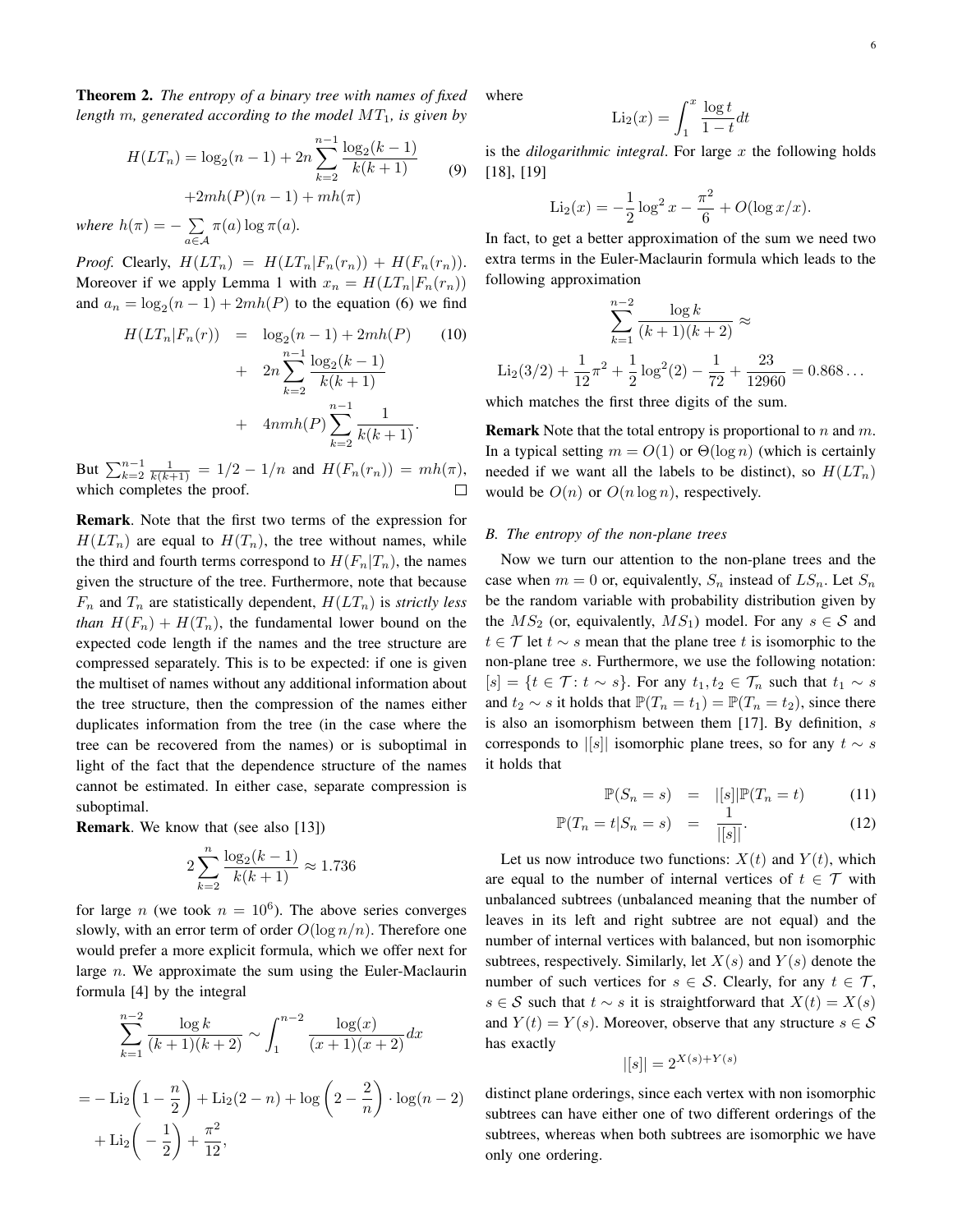**Theorem 2.** *The entropy of a binary tree with names of fixed length $m$, generated according to the model $MT_1$, is given by*

$$H(LT_n) = \log_2(n-1) + 2n \sum_{k=2}^{n-1} \frac{\log_2(k-1)}{k(k+1)} \tag{9}$$
$$+2mh(P)(n-1) + mh(\pi)$$

*where $h(\pi) = -\sum_{a \in \mathcal{A}} \pi(a) \log \pi(a)$.*

*Proof.* Clearly, $H(LT_n) = H(LT_n|F_n(r_n)) + H(F_n(r_n))$. Moreover if we apply Lemma 1 with $x_n = H(LT_n|F_n(r_n))$ and $a_n = \log_2(n-1) + 2mh(P)$ to the equation (6) we find

$$\begin{aligned} H(LT_n|F_n(r)) &= \log_2(n-1) + 2mh(P) \qquad (10) \\ &+ 2n \sum_{k=2}^{n-1} \frac{\log_2(k-1)}{k(k+1)} \\ &+ 4nmh(P) \sum_{k=2}^{n-1} \frac{1}{k(k+1)}. \end{aligned}$$

But $\sum_{k=2}^{n-1} \frac{1}{k(k+1)} = 1/2 - 1/n$ and $H(F_n(r_n)) = mh(\pi)$, which completes the proof. □

**Remark**. Note that the first two terms of the expression for $H(LT_n)$ are equal to $H(T_n)$, the tree without names, while the third and fourth terms correspond to $H(F_n|T_n)$, the names given the structure of the tree. Furthermore, note that because $F_n$ and $T_n$ are statistically dependent, $H(LT_n)$ is *strictly less than* $H(F_n) + H(T_n)$, the fundamental lower bound on the expected code length if the names and the tree structure are compressed separately. This is to be expected: if one is given the multiset of names without any additional information about the tree structure, then the compression of the names either duplicates information from the tree (in the case where the tree can be recovered from the names) or is suboptimal in light of the fact that the dependence structure of the names cannot be estimated. In either case, separate compression is suboptimal.

**Remark**. We know that (see also [13])

$$2 \sum_{k=2}^{n} \frac{\log_2(k-1)}{k(k+1)} \approx 1.736$$

for large $n$ (we took $n = 10^6$). The above series converges slowly, with an error term of order $O(\log n/n)$. Therefore one would prefer a more explicit formula, which we offer next for large $n$. We approximate the sum using the Euler-Maclaurin formula [4] by the integral

$$\sum_{k=1}^{n-2} \frac{\log k}{(k+1)(k+2)} \sim \int_1^{n-2} \frac{\log(x)}{(x+1)(x+2)} dx$$

$$= -\operatorname{Li}_2\left(1 - \frac{n}{2}\right) + \operatorname{Li}_2(2-n) + \log\left(2 - \frac{2}{n}\right) \cdot \log(n-2)$$
$$+ \operatorname{Li}_2\left(-\frac{1}{2}\right) + \frac{\pi^2}{12},$$

where

$$\operatorname{Li}_2(x) = \int_1^x \frac{\log t}{1-t} dt$$

is the *dilogarithmic integral*. For large $x$ the following holds [18], [19]

$$\operatorname{Li}_2(x) = -\frac{1}{2}\log^2 x - \frac{\pi^2}{6} + O(\log x/x).$$

In fact, to get a better approximation of the sum we need two extra terms in the Euler-Maclaurin formula which leads to the following approximation

$$\sum_{k=1}^{n-2} \frac{\log k}{(k+1)(k+2)} \approx$$
$$\operatorname{Li}_2(3/2) + \frac{1}{12}\pi^2 + \frac{1}{2}\log^2(2) - \frac{1}{72} + \frac{23}{12960} = 0.868\ldots$$

which matches the first three digits of the sum.

**Remark** Note that the total entropy is proportional to $n$ and $m$. In a typical setting $m = O(1)$ or $\Theta(\log n)$ (which is certainly needed if we want all the labels to be distinct), so $H(LT_n)$ would be $O(n)$ or $O(n \log n)$, respectively.

### *B. The entropy of the non-plane trees*

Now we turn our attention to the non-plane trees and the case when $m = 0$ or, equivalently, $S_n$ instead of $LS_n$. Let $S_n$ be the random variable with probability distribution given by the $MS_2$ (or, equivalently, $MS_1$) model. For any $s \in \mathcal{S}$ and $t \in \mathcal{T}$ let $t \sim s$ mean that the plane tree $t$ is isomorphic to the non-plane tree $s$. Furthermore, we use the following notation: $[s] = \{t \in \mathcal{T} \colon t \sim s\}$. For any $t_1, t_2 \in \mathcal{T}_n$ such that $t_1 \sim s$ and $t_2 \sim s$ it holds that $\mathbb{P}(T_n = t_1) = \mathbb{P}(T_n = t_2)$, since there is also an isomorphism between them [17]. By definition, $s$ corresponds to $|[s]|$ isomorphic plane trees, so for any $t \sim s$ it holds that

$$\mathbb{P}(S_n = s) = |[s]|\mathbb{P}(T_n = t) \tag{11}$$

$$\mathbb{P}(T_n = t|S_n = s) = \frac{1}{|[s]|}. \tag{12}$$

Let us now introduce two functions: $X(t)$ and $Y(t)$, which are equal to the number of internal vertices of $t \in \mathcal{T}$ with unbalanced subtrees (unbalanced meaning that the number of leaves in its left and right subtree are not equal) and the number of internal vertices with balanced, but non isomorphic subtrees, respectively. Similarly, let $X(s)$ and $Y(s)$ denote the number of such vertices for $s \in \mathcal{S}$. Clearly, for any $t \in \mathcal{T}$, $s \in \mathcal{S}$ such that $t \sim s$ it is straightforward that $X(t) = X(s)$ and $Y(t) = Y(s)$. Moreover, observe that any structure $s \in \mathcal{S}$ has exactly

$$|[s]| = 2^{X(s)+Y(s)}$$

distinct plane orderings, since each vertex with non isomorphic subtrees can have either one of two different orderings of the subtrees, whereas when both subtrees are isomorphic we have only one ordering.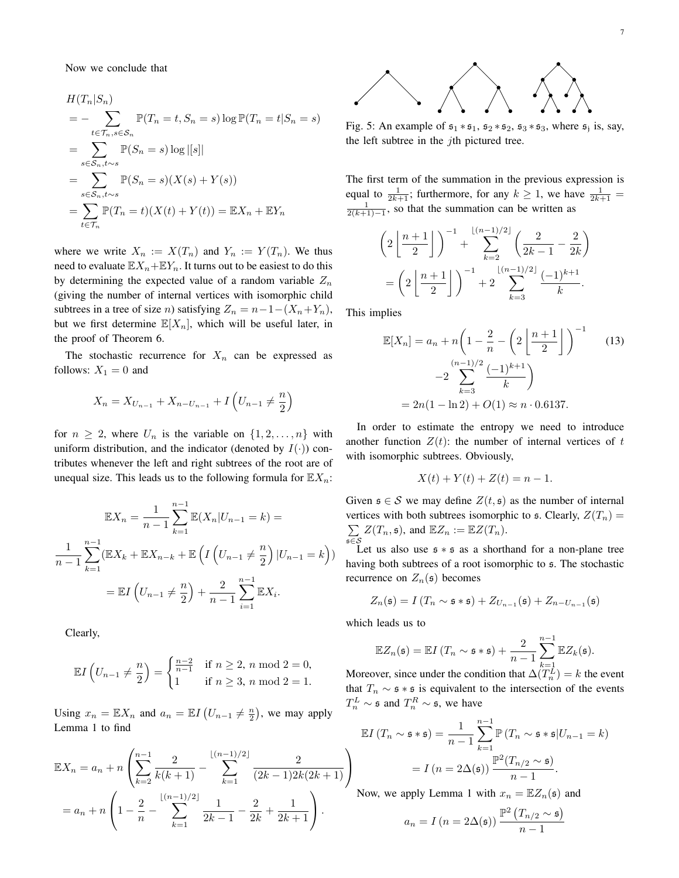Now we conclude that

$$
\begin{aligned}
&H(T_n|S_n) \\
&= -\sum_{t\in\mathcal{T}_n, s\in\mathcal{S}_n} \mathbb{P}(T_n = t, S_n = s)\log \mathbb{P}(T_n = t|S_n = s) \\
&= \sum_{s\in\mathcal{S}_n, t\sim s} \mathbb{P}(S_n = s)\log |[s]| \\
&= \sum_{s\in\mathcal{S}_n, t\sim s} \mathbb{P}(S_n = s)(X(s) + Y(s)) \\
&= \sum_{t\in\mathcal{T}_n} \mathbb{P}(T_n = t)(X(t) + Y(t)) = \mathbb{E}X_n + \mathbb{E}Y_n
\end{aligned}
$$

where we write $X_n := X(T_n)$ and $Y_n := Y(T_n)$. We thus need to evaluate $\mathbb{E}X_n+\mathbb{E}Y_n$. It turns out to be easiest to do this by determining the expected value of a random variable $Z_n$ (giving the number of internal vertices with isomorphic child subtrees in a tree of size $n$) satisfying $Z_n = n-1-(X_n+Y_n)$, but we first determine $\mathbb{E}[X_n]$, which will be useful later, in the proof of Theorem 6.

The stochastic recurrence for $X_n$ can be expressed as follows: $X_1 = 0$ and

$$
X_n = X_{U_{n-1}} + X_{n-U_{n-1}} + I\left(U_{n-1} \neq \frac{n}{2}\right)
$$

for $n \geq 2$, where $U_n$ is the variable on $\{1, 2, \dots, n\}$ with uniform distribution, and the indicator (denoted by $I(\cdot)$) contributes whenever the left and right subtrees of the root are of unequal size. This leads us to the following formula for $\mathbb{E}X_n$:

$$
\begin{aligned}
\mathbb{E}X_n &= \frac{1}{n-1}\sum_{k=1}^{n-1} \mathbb{E}(X_n|U_{n-1} = k) = \\
&\frac{1}{n-1}\sum_{k=1}^{n-1}\left(\mathbb{E}X_k + \mathbb{E}X_{n-k} + \mathbb{E}\left(I\left(U_{n-1}\neq \frac{n}{2}\right)|U_{n-1} = k\right)\right) \\
&= \mathbb{E}I\left(U_{n-1}\neq\frac{n}{2}\right) + \frac{2}{n-1}\sum_{i=1}^{n-1}\mathbb{E}X_i.
\end{aligned}
$$

Clearly,

$$
\mathbb{E}I\left(U_{n-1}\neq\frac{n}{2}\right) = \begin{cases} \frac{n-2}{n-1} & \text{if } n \geq 2,\ n \bmod 2 = 0, \\ 1 & \text{if } n \geq 3,\ n \bmod 2 = 1. \end{cases}
$$

Using $x_n = \mathbb{E}X_n$ and $a_n = \mathbb{E}I\left(U_{n-1}\neq\frac{n}{2}\right)$, we may apply Lemma 1 to find

$$
\begin{aligned}
\mathbb{E}X_n &= a_n + n\left(\sum_{k=2}^{n-1}\frac{2}{k(k+1)} - \sum_{k=1}^{\lfloor (n-1)/2\rfloor}\frac{2}{(2k-1)2k(2k+1)}\right) \\
&= a_n + n\left(1 - \frac{2}{n} - \sum_{k=1}^{\lfloor (n-1)/2\rfloor}\frac{1}{2k-1} - \frac{2}{2k} + \frac{1}{2k+1}\right).
\end{aligned}
$$

Fig. 5: An example of $\mathfrak{s}_1 * \mathfrak{s}_1$, $\mathfrak{s}_2 * \mathfrak{s}_2$, $\mathfrak{s}_3 * \mathfrak{s}_3$, where $\mathfrak{s}_j$ is, say, the left subtree in the $j$th pictured tree.

The first term of the summation in the previous expression is equal to $\frac{1}{2k+1}$; furthermore, for any $k \geq 1$, we have $\frac{1}{2k+1} = \frac{1}{2(k+1)-1}$, so that the summation can be written as

$$
\begin{aligned}
&\left(2\left\lfloor\frac{n+1}{2}\right\rfloor\right)^{-1} + \sum_{k=2}^{\lfloor (n-1)/2\rfloor}\left(\frac{2}{2k-1} - \frac{2}{2k}\right) \\
&= \left(2\left\lfloor\frac{n+1}{2}\right\rfloor\right)^{-1} + 2\sum_{k=3}^{\lfloor (n-1)/2\rfloor}\frac{(-1)^{k+1}}{k}.
\end{aligned}
$$

This implies

$$
\begin{aligned}
\mathbb{E}[X_n] &= a_n + n\Bigg(1 - \frac{2}{n} - \left(2\left\lfloor\frac{n+1}{2}\right\rfloor\right)^{-1} \\
&\quad -2\sum_{k=3}^{(n-1)/2}\frac{(-1)^{k+1}}{k}\Bigg) \\
&= 2n(1-\ln 2) + O(1) \approx n\cdot 0.6137.
\end{aligned} \tag{13}
$$

In order to estimate the entropy we need to introduce another function $Z(t)$: the number of internal vertices of $t$ with isomorphic subtrees. Obviously,

$$
X(t) + Y(t) + Z(t) = n - 1.
$$

Given $\mathfrak{s}\in\mathcal{S}$ we may define $Z(t,\mathfrak{s})$ as the number of internal vertices with both subtrees isomorphic to $\mathfrak{s}$. Clearly, $Z(T_n) = \sum_{\mathfrak{s}\in\mathcal{S}} Z(T_n,\mathfrak{s})$, and $\mathbb{E}Z_n := \mathbb{E}Z(T_n)$.

Let us also use $\mathfrak{s}*\mathfrak{s}$ as a shorthand for a non-plane tree having both subtrees of a root isomorphic to $\mathfrak{s}$. The stochastic recurrence on $Z_n(\mathfrak{s})$ becomes

$$
Z_n(\mathfrak{s}) = I\left(T_n \sim \mathfrak{s}*\mathfrak{s}\right) + Z_{U_{n-1}}(\mathfrak{s}) + Z_{n-U_{n-1}}(\mathfrak{s})
$$

which leads us to

$$
\mathbb{E}Z_n(\mathfrak{s}) = \mathbb{E}I\left(T_n\sim\mathfrak{s}*\mathfrak{s}\right) + \frac{2}{n-1}\sum_{k=1}^{n-1}\mathbb{E}Z_k(\mathfrak{s}).
$$

Moreover, since under the condition that $\Delta(T_n^L) = k$ the event that $T_n\sim\mathfrak{s}*\mathfrak{s}$ is equivalent to the intersection of the events $T_n^L\sim\mathfrak{s}$ and $T_n^R\sim\mathfrak{s}$, we have

$$
\begin{aligned}
\mathbb{E}I\left(T_n\sim\mathfrak{s}*\mathfrak{s}\right) &= \frac{1}{n-1}\sum_{k=1}^{n-1}\mathbb{P}\left(T_n\sim\mathfrak{s}*\mathfrak{s}|U_{n-1} = k\right) \\
&= I\left(n = 2\Delta(\mathfrak{s})\right)\frac{\mathbb{P}^2(T_{n/2}\sim\mathfrak{s})}{n-1}.
\end{aligned}
$$

Now, we apply Lemma 1 with $x_n = \mathbb{E}Z_n(\mathfrak{s})$ and

$$
a_n = I\left(n = 2\Delta(\mathfrak{s})\right)\frac{\mathbb{P}^2\left(T_{n/2}\sim\mathfrak{s}\right)}{n-1}
$$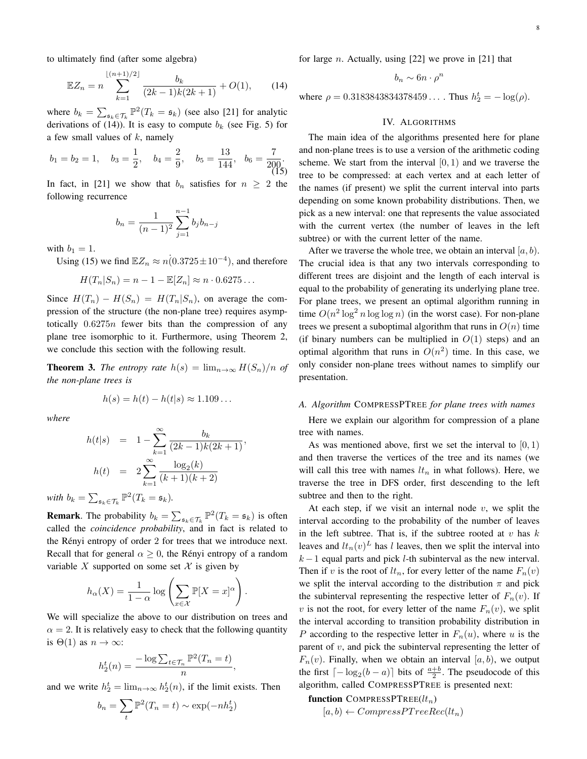to ultimately find (after some algebra)

$$\mathbb{E}Z_n = n \sum_{k=1}^{\lfloor (n+1)/2 \rfloor} \frac{b_k}{(2k-1)k(2k+1)} + O(1), \tag{14}$$

where $b_k = \sum_{\mathfrak{s}_k \in \mathcal{T}_k} \mathbb{P}^2(T_k = \mathfrak{s}_k)$ (see also [21] for analytic derivations of (14)). It is easy to compute $b_k$ (see Fig. 5) for a few small values of $k$, namely

$$b_1 = b_2 = 1, \quad b_3 = \frac{1}{2}, \quad b_4 = \frac{2}{9}, \quad b_5 = \frac{13}{144}, \quad b_6 = \frac{7}{200}. \tag{15}$$

In fact, in [21] we show that $b_n$ satisfies for $n \geq 2$ the following recurrence

$$b_n = \frac{1}{(n-1)^2} \sum_{j=1}^{n-1} b_j b_{n-j}$$

with $b_1 = 1$.

Using (15) we find $\mathbb{E}Z_n \approx n(0.3725 \pm 10^{-4})$, and therefore

$$H(T_n|S_n) = n - 1 - \mathbb{E}[Z_n] \approx n \cdot 0.6275 \ldots$$

Since $H(T_n) - H(S_n) = H(T_n|S_n)$, on average the compression of the structure (the non-plane tree) requires asymptotically $0.6275n$ fewer bits than the compression of any plane tree isomorphic to it. Furthermore, using Theorem 2, we conclude this section with the following result.

**Theorem 3.** *The entropy rate $h(s) = \lim_{n\to\infty} H(S_n)/n$ of the non-plane trees is*

$$h(s) = h(t) - h(t|s) \approx 1.109 \ldots$$

*where*

$$\begin{aligned} h(t|s) &= 1 - \sum_{k=1}^{\infty} \frac{b_k}{(2k-1)k(2k+1)}, \\ h(t) &= 2 \sum_{k=1}^{\infty} \frac{\log_2(k)}{(k+1)(k+2)} \end{aligned}$$

*with $b_k = \sum_{\mathfrak{s}_k \in \mathcal{T}_k} \mathbb{P}^2(T_k = \mathfrak{s}_k)$.*

**Remark**. The probability $b_k = \sum_{\mathfrak{s}_k \in \mathcal{T}_k} \mathbb{P}^2(T_k = \mathfrak{s}_k)$ is often called the *coincidence probability*, and in fact is related to the Rényi entropy of order 2 for trees that we introduce next. Recall that for general $\alpha \geq 0$, the Rényi entropy of a random variable $X$ supported on some set $\mathcal{X}$ is given by

$$h_\alpha(X) = \frac{1}{1-\alpha} \log \left( \sum_{x \in \mathcal{X}} \mathbb{P}[X = x]^\alpha \right).$$

We will specialize the above to our distribution on trees and $\alpha = 2$. It is relatively easy to check that the following quantity is $\Theta(1)$ as $n \to \infty$:

$$h_2^t(n) = \frac{-\log \sum_{t \in \mathcal{T}_n} \mathbb{P}^2(T_n = t)}{n},$$

and we write $h_2^t = \lim_{n\to\infty} h_2^t(n)$, if the limit exists. Then

$$b_n = \sum_t \mathbb{P}^2(T_n = t) \sim \exp(-n h_2^t)$$

for large $n$. Actually, using [22] we prove in [21] that

$$b_n \sim 6n \cdot \rho^n$$

where $\rho = 0.3183843834378459 \ldots$. Thus $h_2^t = -\log(\rho)$.

## IV. Algorithms

The main idea of the algorithms presented here for plane and non-plane trees is to use a version of the arithmetic coding scheme. We start from the interval $[0, 1)$ and we traverse the tree to be compressed: at each vertex and at each letter of the names (if present) we split the current interval into parts depending on some known probability distributions. Then, we pick as a new interval: one that represents the value associated with the current vertex (the number of leaves in the left subtree) or with the current letter of the name.

After we traverse the whole tree, we obtain an interval $[a, b)$. The crucial idea is that any two intervals corresponding to different trees are disjoint and the length of each interval is equal to the probability of generating its underlying plane tree. For plane trees, we present an optimal algorithm running in time $O(n^2 \log^2 n \log\log n)$ (in the worst case). For non-plane trees we present a suboptimal algorithm that runs in $O(n)$ time (if binary numbers can be multiplied in $O(1)$ steps) and an optimal algorithm that runs in $O(n^2)$ time. In this case, we only consider non-plane trees without names to simplify our presentation.

### A. Algorithm CompressPTree for plane trees with names

Here we explain our algorithm for compression of a plane tree with names.

As was mentioned above, first we set the interval to $[0, 1)$ and then traverse the vertices of the tree and its names (we will call this tree with names $lt_n$ in what follows). Here, we traverse the tree in DFS order, first descending to the left subtree and then to the right.

At each step, if we visit an internal node $v$, we split the interval according to the probability of the number of leaves in the left subtree. That is, if the subtree rooted at $v$ has $k$ leaves and $lt_n(v)^L$ has $l$ leaves, then we split the interval into $k-1$ equal parts and pick $l$-th subinterval as the new interval. Then if $v$ is the root of $lt_n$, for every letter of the name $F_n(v)$ we split the interval according to the distribution $\pi$ and pick the subinterval representing the respective letter of $F_n(v)$. If $v$ is not the root, for every letter of the name $F_n(v)$, we split the interval according to transition probability distribution in $P$ according to the respective letter in $F_n(u)$, where $u$ is the parent of $v$, and pick the subinterval representing the letter of $F_n(v)$. Finally, when we obtain an interval $[a, b)$, we output the first $\lceil -\log_2(b-a) \rceil$ bits of $\frac{a+b}{2}$. The pseudocode of this algorithm, called CompressPTree is presented next:

**function** CompressPTree($lt_n$)
    $[a, b) \leftarrow CompressPTreeRec(lt_n)$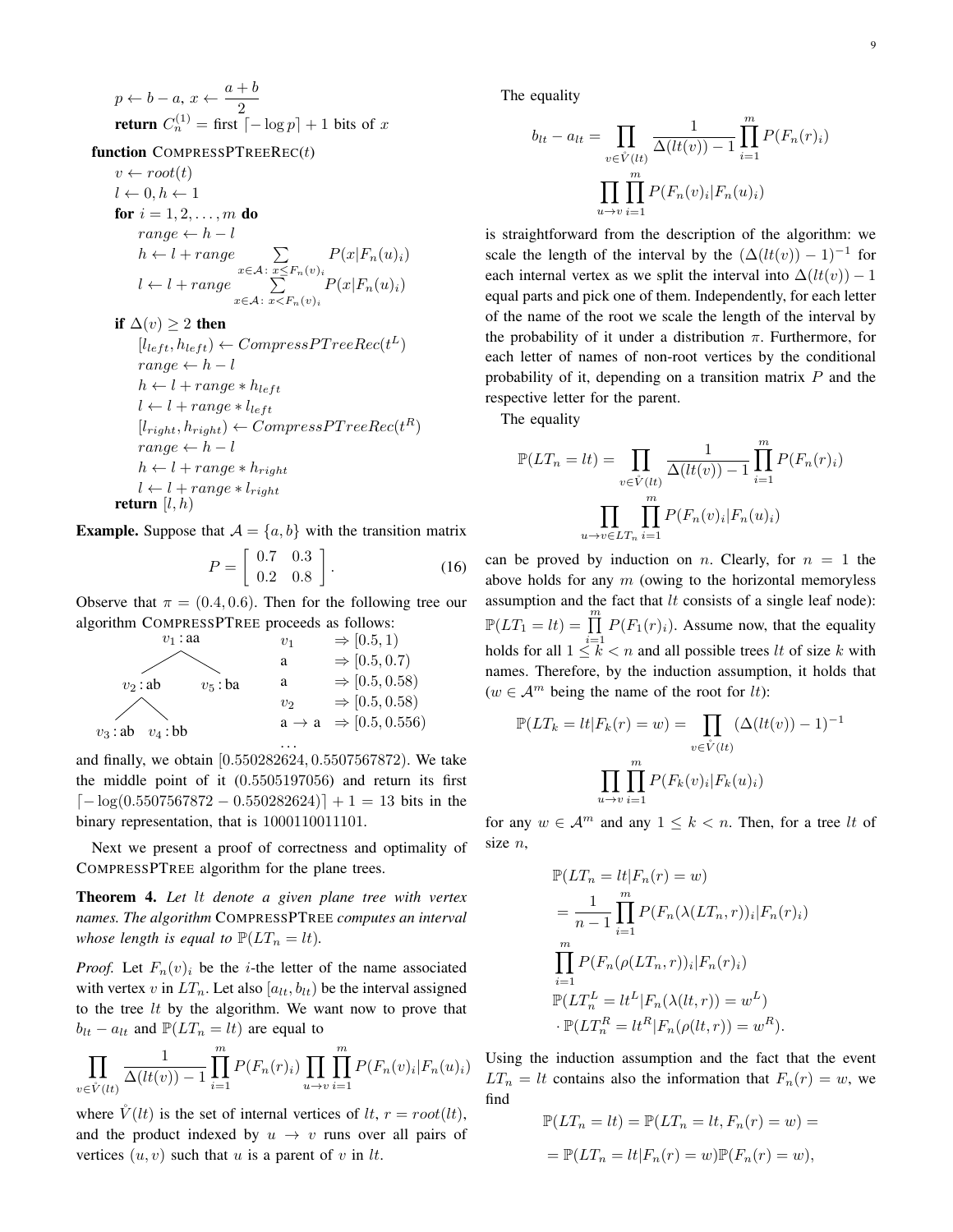```
    p ← b − a, x ← (a + b)/2
    return C_n^(1) = first ⌈− log p⌉ + 1 bits of x

function CompressPTreeRec(t)
    v ← root(t)
    l ← 0, h ← 1
    for i = 1, 2, ..., m do
        range ← h − l
        h ← l + range  Σ_{x∈A: x≤F_n(v)_i} P(x|F_n(u)_i)
        l ← l + range  Σ_{x∈A: x<F_n(v)_i} P(x|F_n(u)_i)
    if Δ(v) ≥ 2 then
        [l_left, h_left) ← CompressPTreeRec(t^L)
        range ← h − l
        h ← l + range ∗ h_left
        l ← l + range ∗ l_left
        [l_right, h_right) ← CompressPTreeRec(t^R)
        range ← h − l
        h ← l + range ∗ h_right
        l ← l + range ∗ l_right
    return [l, h)
```

**Example.** Suppose that $\mathcal{A} = \{a, b\}$ with the transition matrix

$$P = \begin{bmatrix} 0.7 & 0.3 \\ 0.2 & 0.8 \end{bmatrix}. \tag{16}$$

Observe that $\pi = (0.4, 0.6)$. Then for the following tree our algorithm CompressPTree proceeds as follows:

Tree: $v_1$ : aa has children $v_2$ : ab and $v_5$ : ba; $v_2$ : ab has children $v_3$ : ab and $v_4$ : bb.

| | |
|---|---|
| $v_1$ | $\Rightarrow [0.5, 1)$ |
| a | $\Rightarrow [0.5, 0.7)$ |
| a | $\Rightarrow [0.5, 0.58)$ |
| $v_2$ | $\Rightarrow [0.5, 0.58)$ |
| a $\rightarrow$ a | $\Rightarrow [0.5, 0.556)$ |
| ... | |

and finally, we obtain $[0.550282624, 0.5507567872)$. We take the middle point of it $(0.5505197056)$ and return its first $\lceil -\log(0.5507567872 - 0.550282624) \rceil + 1 = 13$ bits in the binary representation, that is 1000110011101.

Next we present a proof of correctness and optimality of CompressPTree algorithm for the plane trees.

**Theorem 4.** *Let $lt$ denote a given plane tree with vertex names. The algorithm* CompressPTree *computes an interval whose length is equal to $\mathbb{P}(LT_n = lt)$.*

*Proof.* Let $F_n(v)_i$ be the $i$-the letter of the name associated with vertex $v$ in $LT_n$. Let also $[a_{lt}, b_{lt})$ be the interval assigned to the tree $lt$ by the algorithm. We want now to prove that $b_{lt} - a_{lt}$ and $\mathbb{P}(LT_n = lt)$ are equal to

$$\prod_{v \in \mathring{V}(lt)} \frac{1}{\Delta(lt(v)) - 1} \prod_{i=1}^{m} P(F_n(r)_i) \prod_{u \to v} \prod_{i=1}^{m} P(F_n(v)_i | F_n(u)_i)$$

where $\mathring{V}(lt)$ is the set of internal vertices of $lt$, $r = root(lt)$, and the product indexed by $u \to v$ runs over all pairs of vertices $(u, v)$ such that $u$ is a parent of $v$ in $lt$.

The equality

$$b_{lt} - a_{lt} = \prod_{v \in \mathring{V}(lt)} \frac{1}{\Delta(lt(v)) - 1} \prod_{i=1}^{m} P(F_n(r)_i) \prod_{u \to v} \prod_{i=1}^{m} P(F_n(v)_i | F_n(u)_i)$$

is straightforward from the description of the algorithm: we scale the length of the interval by the $(\Delta(lt(v)) - 1)^{-1}$ for each internal vertex as we split the interval into $\Delta(lt(v)) - 1$ equal parts and pick one of them. Independently, for each letter of the name of the root we scale the length of the interval by the probability of it under a distribution $\pi$. Furthermore, for each letter of names of non-root vertices by the conditional probability of it, depending on a transition matrix $P$ and the respective letter for the parent.

The equality

$$\mathbb{P}(LT_n = lt) = \prod_{v \in \mathring{V}(lt)} \frac{1}{\Delta(lt(v)) - 1} \prod_{i=1}^{m} P(F_n(r)_i) \prod_{u \to v \in LT_n} \prod_{i=1}^{m} P(F_n(v)_i | F_n(u)_i)$$

can be proved by induction on $n$. Clearly, for $n = 1$ the above holds for any $m$ (owing to the horizontal memoryless assumption and the fact that $lt$ consists of a single leaf node): $\mathbb{P}(LT_1 = lt) = \prod_{i=1}^{m} P(F_1(r)_i)$. Assume now, that the equality holds for all $1 \le k < n$ and all possible trees $lt$ of size $k$ with names. Therefore, by the induction assumption, it holds that ($w \in \mathcal{A}^m$ being the name of the root for $lt$):

$$\mathbb{P}(LT_k = lt | F_k(r) = w) = \prod_{v \in \mathring{V}(lt)} (\Delta(lt(v)) - 1)^{-1} \prod_{u \to v} \prod_{i=1}^{m} P(F_k(v)_i | F_k(u)_i)$$

for any $w \in \mathcal{A}^m$ and any $1 \le k < n$. Then, for a tree $lt$ of size $n$,

$$\begin{aligned}
&\mathbb{P}(LT_n = lt | F_n(r) = w) \\
&= \frac{1}{n-1} \prod_{i=1}^{m} P(F_n(\lambda(LT_n, r))_i | F_n(r)_i) \\
&\prod_{i=1}^{m} P(F_n(\rho(LT_n, r))_i | F_n(r)_i) \\
&\mathbb{P}(LT_n^L = lt^L | F_n(\lambda(lt, r)) = w^L) \\
&\cdot \mathbb{P}(LT_n^R = lt^R | F_n(\rho(lt, r)) = w^R).
\end{aligned}$$

Using the induction assumption and the fact that the event $LT_n = lt$ contains also the information that $F_n(r) = w$, we find

$$\begin{aligned}
\mathbb{P}(LT_n = lt) &= \mathbb{P}(LT_n = lt, F_n(r) = w) = \\
&= \mathbb{P}(LT_n = lt | F_n(r) = w)\mathbb{P}(F_n(r) = w),
\end{aligned}$$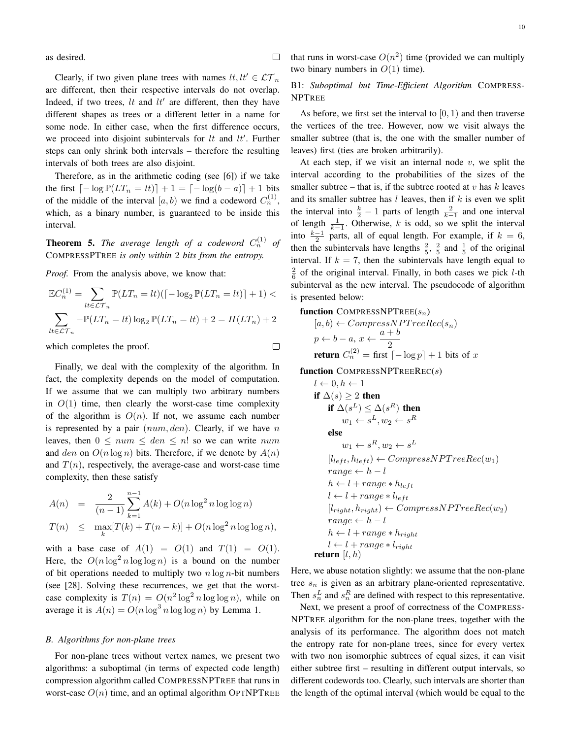as desired. □

Clearly, if two given plane trees with names $lt, lt' \in \mathcal{LT}_n$ are different, then their respective intervals do not overlap. Indeed, if two trees, $lt$ and $lt'$ are different, then they have different shapes as trees or a different letter in a name for some node. In either case, when the first difference occurs, we proceed into disjoint subintervals for $lt$ and $lt'$. Further steps can only shrink both intervals – therefore the resulting intervals of both trees are also disjoint.

Therefore, as in the arithmetic coding (see [6]) if we take the first $\lceil -\log \mathbb{P}(LT_n = lt)\rceil + 1 = \lceil -\log(b-a)\rceil + 1$ bits of the middle of the interval $[a, b)$ we find a codeword $C_n^{(1)}$, which, as a binary number, is guaranteed to be inside this interval.

**Theorem 5.** *The average length of a codeword $C_n^{(1)}$ of* CompressPTree *is only within 2 bits from the entropy.*

*Proof.* From the analysis above, we know that:

$$\mathbb{E}C_n^{(1)} = \sum_{lt \in \mathcal{LT}_n} \mathbb{P}(LT_n = lt)(\lceil -\log_2 \mathbb{P}(LT_n = lt)\rceil + 1) <$$
$$\sum_{lt \in \mathcal{LT}_n} -\mathbb{P}(LT_n = lt)\log_2 \mathbb{P}(LT_n = lt) + 2 = H(LT_n) + 2$$

which completes the proof. □

Finally, we deal with the complexity of the algorithm. In fact, the complexity depends on the model of computation. If we assume that we can multiply two arbitrary numbers in $O(1)$ time, then clearly the worst-case time complexity of the algorithm is $O(n)$. If not, we assume each number is represented by a pair $(num, den)$. Clearly, if we have $n$ leaves, then $0 \le num \le den \le n!$ so we can write $num$ and $den$ on $O(n \log n)$ bits. Therefore, if we denote by $A(n)$ and $T(n)$, respectively, the average-case and worst-case time complexity, then these satisfy

$$A(n) = \frac{2}{(n-1)}\sum_{k=1}^{n-1} A(k) + O(n \log^2 n \log\log n)$$
$$T(n) \le \max_k [T(k) + T(n-k)] + O(n \log^2 n \log\log n),$$

with a base case of $A(1) = O(1)$ and $T(1) = O(1)$. Here, the $O(n \log^2 n \log\log n)$ is a bound on the number of bit operations needed to multiply two $n \log n$-bit numbers (see [28]. Solving these recurrences, we get that the worst-case complexity is $T(n) = O(n^2 \log^2 n \log\log n)$, while on average it is $A(n) = O(n \log^3 n \log\log n)$ by Lemma 1.

### B. Algorithms for non-plane trees

For non-plane trees without vertex names, we present two algorithms: a suboptimal (in terms of expected code length) compression algorithm called CompressNPTree that runs in worst-case $O(n)$ time, and an optimal algorithm OptNPTree that runs in worst-case $O(n^2)$ time (provided we can multiply two binary numbers in $O(1)$ time).

#### B1: *Suboptimal but Time-Efficient Algorithm* CompressNPTree

As before, we first set the interval to $[0, 1)$ and then traverse the vertices of the tree. However, now we visit always the smaller subtree (that is, the one with the smaller number of leaves) first (ties are broken arbitrarily).

At each step, if we visit an internal node $v$, we split the interval according to the probabilities of the sizes of the smaller subtree – that is, if the subtree rooted at $v$ has $k$ leaves and its smaller subtree has $l$ leaves, then if $k$ is even we split the interval into $\frac{k}{2} - 1$ parts of length $\frac{2}{k-1}$ and one interval of length $\frac{1}{k-1}$. Otherwise, $k$ is odd, so we split the interval into $\frac{k-1}{2}$ parts, all of equal length. For example, if $k = 6$, then the subintervals have lengths $\frac{2}{5}$, $\frac{2}{5}$ and $\frac{1}{5}$ of the original interval. If $k = 7$, then the subintervals have length equal to $\frac{2}{6}$ of the original interval. Finally, in both cases we pick $l$-th subinterval as the new interval. The pseudocode of algorithm is presented below:

```
function CompressNPTree(s_n)
    [a, b) ← CompressNPTreeRec(s_n)
    p ← b − a, x ← (a + b)/2
    return C_n^(2) = first ⌈−log p⌉ + 1 bits of x

function CompressNPTreeRec(s)
    l ← 0, h ← 1
    if Δ(s) ≥ 2 then
        if Δ(s^L) ≤ Δ(s^R) then
            w_1 ← s^L, w_2 ← s^R
        else
            w_1 ← s^R, w_2 ← s^L
        [l_left, h_left) ← CompressNPTreeRec(w_1)
        range ← h − l
        h ← l + range * h_left
        l ← l + range * l_left
        [l_right, h_right) ← CompressNPTreeRec(w_2)
        range ← h − l
        h ← l + range * h_right
        l ← l + range * l_right
    return [l, h)
```

Here, we abuse notation slightly: we assume that the non-plane tree $s_n$ is given as an arbitrary plane-oriented representative. Then $s_n^L$ and $s_n^R$ are defined with respect to this representative.

Next, we present a proof of correctness of the CompressNPTree algorithm for the non-plane trees, together with the analysis of its performance. The algorithm does not match the entropy rate for non-plane trees, since for every vertex with two non isomorphic subtrees of equal sizes, it can visit either subtree first – resulting in different output intervals, so different codewords too. Clearly, such intervals are shorter than the length of the optimal interval (which would be equal to the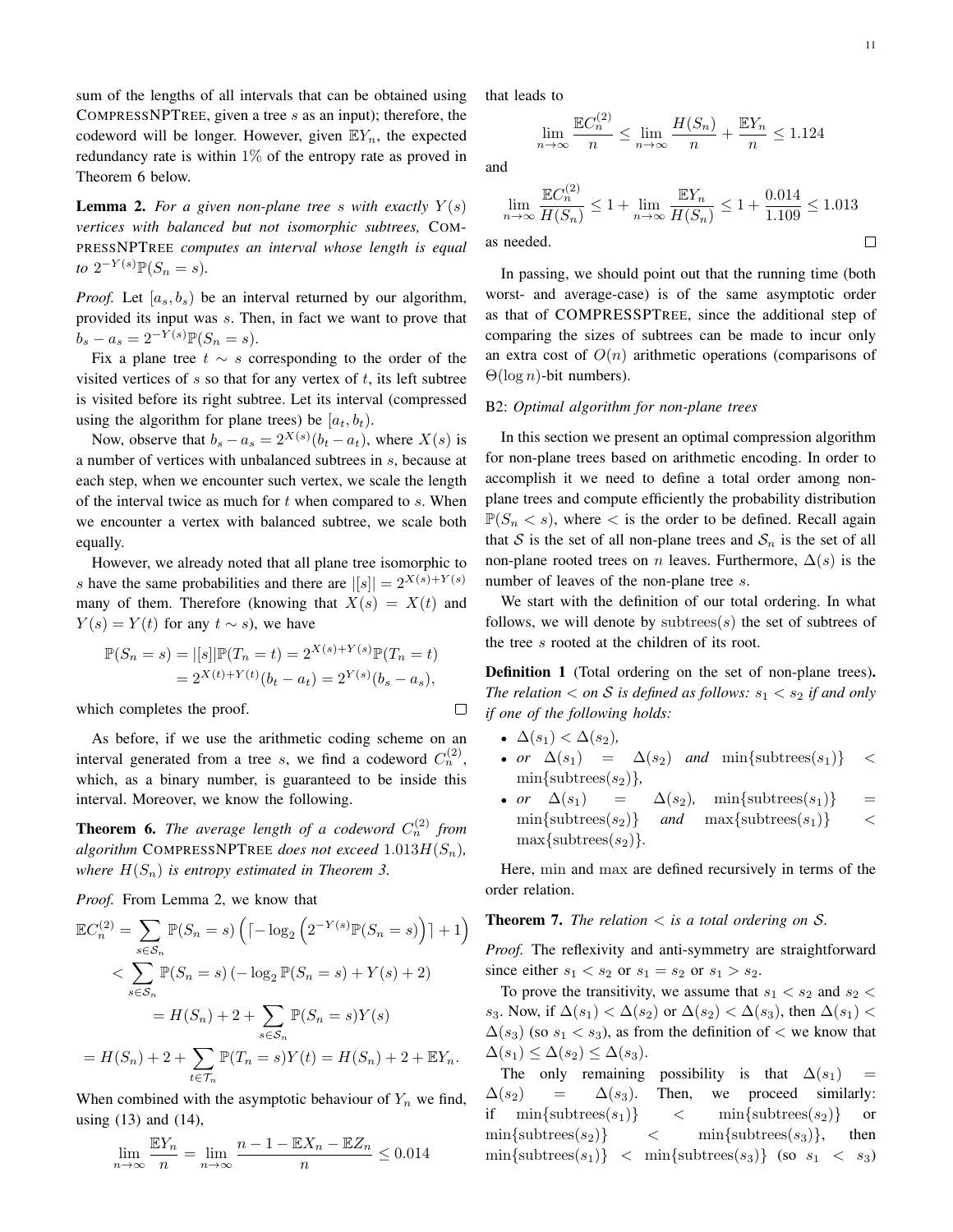sum of the lengths of all intervals that can be obtained using COMPRESSNPTREE, given a tree $s$ as an input); therefore, the codeword will be longer. However, given $\mathbb{E}Y_n$, the expected redundancy rate is within 1% of the entropy rate as proved in Theorem 6 below.

**Lemma 2.** *For a given non-plane tree $s$ with exactly $Y(s)$ vertices with balanced but not isomorphic subtrees,* COMPRESSNPTREE *computes an interval whose length is equal to $2^{-Y(s)}\mathbb{P}(S_n = s)$.*

*Proof.* Let $[a_s, b_s)$ be an interval returned by our algorithm, provided its input was $s$. Then, in fact we want to prove that $b_s - a_s = 2^{-Y(s)}\mathbb{P}(S_n = s)$.

Fix a plane tree $t \sim s$ corresponding to the order of the visited vertices of $s$ so that for any vertex of $t$, its left subtree is visited before its right subtree. Let its interval (compressed using the algorithm for plane trees) be $[a_t, b_t)$.

Now, observe that $b_s - a_s = 2^{X(s)}(b_t - a_t)$, where $X(s)$ is a number of vertices with unbalanced subtrees in $s$, because at each step, when we encounter such vertex, we scale the length of the interval twice as much for $t$ when compared to $s$. When we encounter a vertex with balanced subtree, we scale both equally.

However, we already noted that all plane tree isomorphic to $s$ have the same probabilities and there are $|[s]| = 2^{X(s)+Y(s)}$ many of them. Therefore (knowing that $X(s) = X(t)$ and $Y(s) = Y(t)$ for any $t \sim s$), we have

$$\begin{aligned}\mathbb{P}(S_n = s) &= |[s]|\mathbb{P}(T_n = t) = 2^{X(s)+Y(s)}\mathbb{P}(T_n = t)\\ &= 2^{X(t)+Y(t)}(b_t - a_t) = 2^{Y(s)}(b_s - a_s),\end{aligned}$$

which completes the proof. $\square$

As before, if we use the arithmetic coding scheme on an interval generated from a tree $s$, we find a codeword $C_n^{(2)}$, which, as a binary number, is guaranteed to be inside this interval. Moreover, we know the following.

**Theorem 6.** *The average length of a codeword $C_n^{(2)}$ from algorithm* COMPRESSNPTREE *does not exceed $1.013H(S_n)$, where $H(S_n)$ is entropy estimated in Theorem 3.*

*Proof.* From Lemma 2, we know that

$$\begin{aligned}\mathbb{E}C_n^{(2)} &= \sum_{s\in\mathcal{S}_n}\mathbb{P}(S_n = s)\left(\lceil -\log_2\left(2^{-Y(s)}\mathbb{P}(S_n = s)\right)\rceil + 1\right)\\ &< \sum_{s\in\mathcal{S}_n}\mathbb{P}(S_n = s)\left(-\log_2\mathbb{P}(S_n = s) + Y(s) + 2\right)\\ &= H(S_n) + 2 + \sum_{s\in\mathcal{S}_n}\mathbb{P}(S_n = s)Y(s)\\ &= H(S_n) + 2 + \sum_{t\in\mathcal{T}_n}\mathbb{P}(T_n = t)Y(t) = H(S_n) + 2 + \mathbb{E}Y_n.\end{aligned}$$

When combined with the asymptotic behaviour of $Y_n$ we find, using (13) and (14),

$$\lim_{n\to\infty}\frac{\mathbb{E}Y_n}{n} = \lim_{n\to\infty}\frac{n - 1 - \mathbb{E}X_n - \mathbb{E}Z_n}{n} \le 0.014$$

that leads to

$$\lim_{n\to\infty}\frac{\mathbb{E}C_n^{(2)}}{n} \le \lim_{n\to\infty}\frac{H(S_n)}{n} + \frac{\mathbb{E}Y_n}{n} \le 1.124$$

and

$$\lim_{n\to\infty}\frac{\mathbb{E}C_n^{(2)}}{H(S_n)} \le 1 + \lim_{n\to\infty}\frac{\mathbb{E}Y_n}{H(S_n)} \le 1 + \frac{0.014}{1.109} \le 1.013$$

as needed. $\square$

In passing, we should point out that the running time (both worst- and average-case) is of the same asymptotic order as that of COMPRESSPTREE, since the additional step of comparing the sizes of subtrees can be made to incur only an extra cost of $O(n)$ arithmetic operations (comparisons of $\Theta(\log n)$-bit numbers).

### B2: *Optimal algorithm for non-plane trees*

In this section we present an optimal compression algorithm for non-plane trees based on arithmetic encoding. In order to accomplish it we need to define a total order among non-plane trees and compute efficiently the probability distribution $\mathbb{P}(S_n < s)$, where $<$ is the order to be defined. Recall again that $\mathcal{S}$ is the set of all non-plane trees and $\mathcal{S}_n$ is the set of all non-plane rooted trees on $n$ leaves. Furthermore, $\Delta(s)$ is the number of leaves of the non-plane tree $s$.

We start with the definition of our total ordering. In what follows, we will denote by $\mathrm{subtrees}(s)$ the set of subtrees of the tree $s$ rooted at the children of its root.

**Definition 1** (Total ordering on the set of non-plane trees)**.** *The relation $<$ on $\mathcal{S}$ is defined as follows: $s_1 < s_2$ if and only if one of the following holds:*

- *$\Delta(s_1) < \Delta(s_2)$,*
- *or $\Delta(s_1) = \Delta(s_2)$ and $\min\{\mathrm{subtrees}(s_1)\} < \min\{\mathrm{subtrees}(s_2)\}$,*
- *or $\Delta(s_1) = \Delta(s_2)$, $\min\{\mathrm{subtrees}(s_1)\} = \min\{\mathrm{subtrees}(s_2)\}$ and $\max\{\mathrm{subtrees}(s_1)\} < \max\{\mathrm{subtrees}(s_2)\}$.*

Here, $\min$ and $\max$ are defined recursively in terms of the order relation.

**Theorem 7.** *The relation $<$ is a total ordering on $\mathcal{S}$.*

*Proof.* The reflexivity and anti-symmetry are straightforward since either $s_1 < s_2$ or $s_1 = s_2$ or $s_1 > s_2$.

To prove the transitivity, we assume that $s_1 < s_2$ and $s_2 < s_3$. Now, if $\Delta(s_1) < \Delta(s_2)$ or $\Delta(s_2) < \Delta(s_3)$, then $\Delta(s_1) < \Delta(s_3)$ (so $s_1 < s_3$), as from the definition of $<$ we know that $\Delta(s_1) \le \Delta(s_2) \le \Delta(s_3)$.

The only remaining possibility is that $\Delta(s_1) = \Delta(s_2) = \Delta(s_3)$. Then, we proceed similarly: if $\min\{\mathrm{subtrees}(s_1)\} < \min\{\mathrm{subtrees}(s_2)\}$ or $\min\{\mathrm{subtrees}(s_2)\} < \min\{\mathrm{subtrees}(s_3)\}$, then $\min\{\mathrm{subtrees}(s_1)\} < \min\{\mathrm{subtrees}(s_3)\}$ (so $s_1 < s_3$)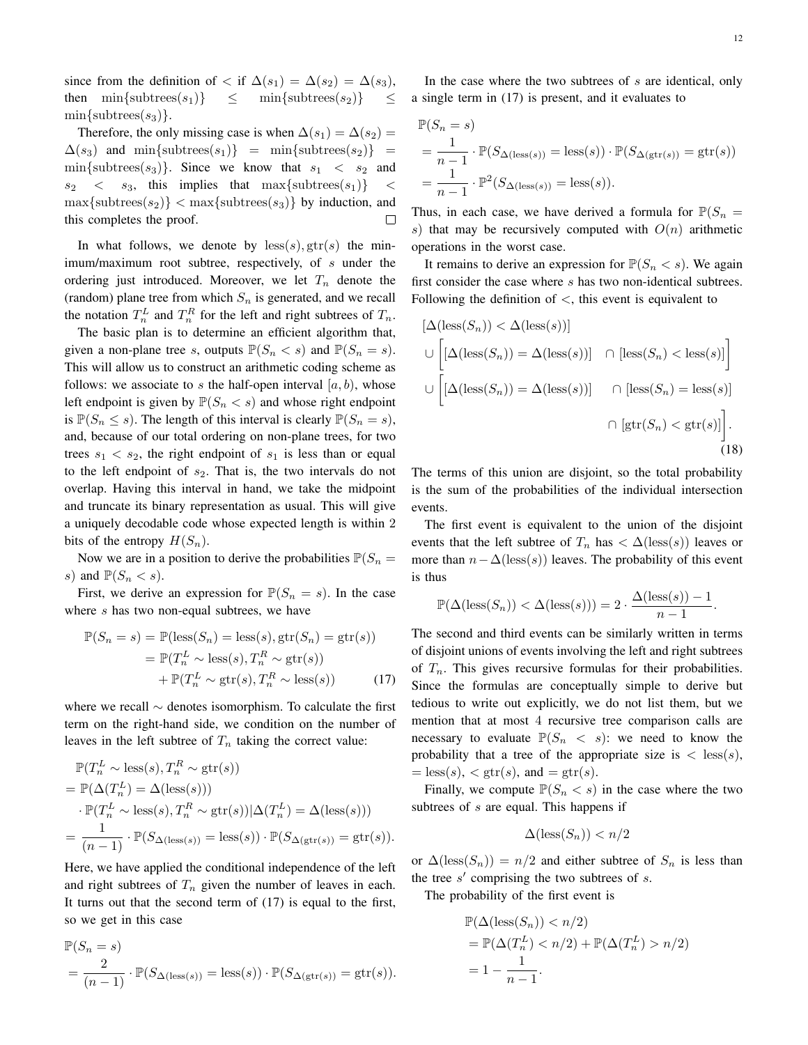since from the definition of $<$ if $\Delta(s_1) = \Delta(s_2) = \Delta(s_3)$, then $\min\{\text{subtrees}(s_1)\} \leq \min\{\text{subtrees}(s_2)\} \leq \min\{\text{subtrees}(s_3)\}$.

Therefore, the only missing case is when $\Delta(s_1) = \Delta(s_2) = \Delta(s_3)$ and $\min\{\text{subtrees}(s_1)\} = \min\{\text{subtrees}(s_2)\} = \min\{\text{subtrees}(s_3)\}$. Since we know that $s_1 < s_2$ and $s_2 < s_3$, this implies that $\max\{\text{subtrees}(s_1)\} < \max\{\text{subtrees}(s_2)\} < \max\{\text{subtrees}(s_3)\}$ by induction, and this completes the proof. ∎

In what follows, we denote by $\text{less}(s), \text{gtr}(s)$ the minimum/maximum root subtree, respectively, of $s$ under the ordering just introduced. Moreover, we let $T_n$ denote the (random) plane tree from which $S_n$ is generated, and we recall the notation $T_n^L$ and $T_n^R$ for the left and right subtrees of $T_n$.

The basic plan is to determine an efficient algorithm that, given a non-plane tree $s$, outputs $\mathbb{P}(S_n < s)$ and $\mathbb{P}(S_n = s)$. This will allow us to construct an arithmetic coding scheme as follows: we associate to $s$ the half-open interval $[a, b)$, whose left endpoint is given by $\mathbb{P}(S_n < s)$ and whose right endpoint is $\mathbb{P}(S_n \leq s)$. The length of this interval is clearly $\mathbb{P}(S_n = s)$, and, because of our total ordering on non-plane trees, for two trees $s_1 < s_2$, the right endpoint of $s_1$ is less than or equal to the left endpoint of $s_2$. That is, the two intervals do not overlap. Having this interval in hand, we take the midpoint and truncate its binary representation as usual. This will give a uniquely decodable code whose expected length is within 2 bits of the entropy $H(S_n)$.

Now we are in a position to derive the probabilities $\mathbb{P}(S_n = s)$ and $\mathbb{P}(S_n < s)$.

First, we derive an expression for $\mathbb{P}(S_n = s)$. In the case where $s$ has two non-equal subtrees, we have

$$
\begin{aligned}
\mathbb{P}(S_n = s) &= \mathbb{P}(\text{less}(S_n) = \text{less}(s), \text{gtr}(S_n) = \text{gtr}(s)) \\
&= \mathbb{P}(T_n^L \sim \text{less}(s), T_n^R \sim \text{gtr}(s)) \\
&\quad + \mathbb{P}(T_n^L \sim \text{gtr}(s), T_n^R \sim \text{less}(s)) \qquad (17)
\end{aligned}
$$

where we recall $\sim$ denotes isomorphism. To calculate the first term on the right-hand side, we condition on the number of leaves in the left subtree of $T_n$ taking the correct value:

$$
\begin{aligned}
&\mathbb{P}(T_n^L \sim \text{less}(s), T_n^R \sim \text{gtr}(s)) \\
&= \mathbb{P}(\Delta(T_n^L) = \Delta(\text{less}(s))) \\
&\quad \cdot \mathbb{P}(T_n^L \sim \text{less}(s), T_n^R \sim \text{gtr}(s) | \Delta(T_n^L) = \Delta(\text{less}(s))) \\
&= \frac{1}{(n-1)} \cdot \mathbb{P}(S_{\Delta(\text{less}(s))} = \text{less}(s)) \cdot \mathbb{P}(S_{\Delta(\text{gtr}(s))} = \text{gtr}(s)).
\end{aligned}
$$

Here, we have applied the conditional independence of the left and right subtrees of $T_n$ given the number of leaves in each. It turns out that the second term of (17) is equal to the first, so we get in this case

$$
\begin{aligned}
&\mathbb{P}(S_n = s) \\
&= \frac{2}{(n-1)} \cdot \mathbb{P}(S_{\Delta(\text{less}(s))} = \text{less}(s)) \cdot \mathbb{P}(S_{\Delta(\text{gtr}(s))} = \text{gtr}(s)).
\end{aligned}
$$

In the case where the two subtrees of $s$ are identical, only a single term in (17) is present, and it evaluates to

$$
\begin{aligned}
&\mathbb{P}(S_n = s) \\
&= \frac{1}{n-1} \cdot \mathbb{P}(S_{\Delta(\text{less}(s))} = \text{less}(s)) \cdot \mathbb{P}(S_{\Delta(\text{gtr}(s))} = \text{gtr}(s)) \\
&= \frac{1}{n-1} \cdot \mathbb{P}^2(S_{\Delta(\text{less}(s))} = \text{less}(s)).
\end{aligned}
$$

Thus, in each case, we have derived a formula for $\mathbb{P}(S_n = s)$ that may be recursively computed with $O(n)$ arithmetic operations in the worst case.

It remains to derive an expression for $\mathbb{P}(S_n < s)$. We again first consider the case where $s$ has two non-identical subtrees. Following the definition of $<$, this event is equivalent to

$$
\begin{aligned}
&[\Delta(\text{less}(S_n)) < \Delta(\text{less}(s))] \\
&\cup \Big[ [\Delta(\text{less}(S_n)) = \Delta(\text{less}(s))] \quad \cap [\text{less}(S_n) < \text{less}(s)] \Big] \\
&\cup \Big[ [\Delta(\text{less}(S_n)) = \Delta(\text{less}(s))] \quad \cap [\text{less}(S_n) = \text{less}(s)] \\
&\qquad\qquad \cap [\text{gtr}(S_n) < \text{gtr}(s)] \Big]. \qquad (18)
\end{aligned}
$$

The terms of this union are disjoint, so the total probability is the sum of the probabilities of the individual intersection events.

The first event is equivalent to the union of the disjoint events that the left subtree of $T_n$ has $< \Delta(\text{less}(s))$ leaves or more than $n - \Delta(\text{less}(s))$ leaves. The probability of this event is thus

$$
\mathbb{P}(\Delta(\text{less}(S_n)) < \Delta(\text{less}(s))) = 2 \cdot \frac{\Delta(\text{less}(s)) - 1}{n-1}.
$$

The second and third events can be similarly written in terms of disjoint unions of events involving the left and right subtrees of $T_n$. This gives recursive formulas for their probabilities. Since the formulas are conceptually simple to derive but tedious to write out explicitly, we do not list them, but we mention that at most 4 recursive tree comparison calls are necessary to evaluate $\mathbb{P}(S_n < s)$: we need to know the probability that a tree of the appropriate size is $< \text{less}(s)$, $= \text{less}(s)$, $< \text{gtr}(s)$, and $= \text{gtr}(s)$.

Finally, we compute $\mathbb{P}(S_n < s)$ in the case where the two subtrees of $s$ are equal. This happens if

$$
\Delta(\text{less}(S_n)) < n/2
$$

or $\Delta(\text{less}(S_n)) = n/2$ and either subtree of $S_n$ is less than the tree $s'$ comprising the two subtrees of $s$.

The probability of the first event is

$$
\begin{aligned}
&\mathbb{P}(\Delta(\text{less}(S_n)) < n/2) \\
&= \mathbb{P}(\Delta(T_n^L) < n/2) + \mathbb{P}(\Delta(T_n^L) > n/2) \\
&= 1 - \frac{1}{n-1}.
\end{aligned}
$$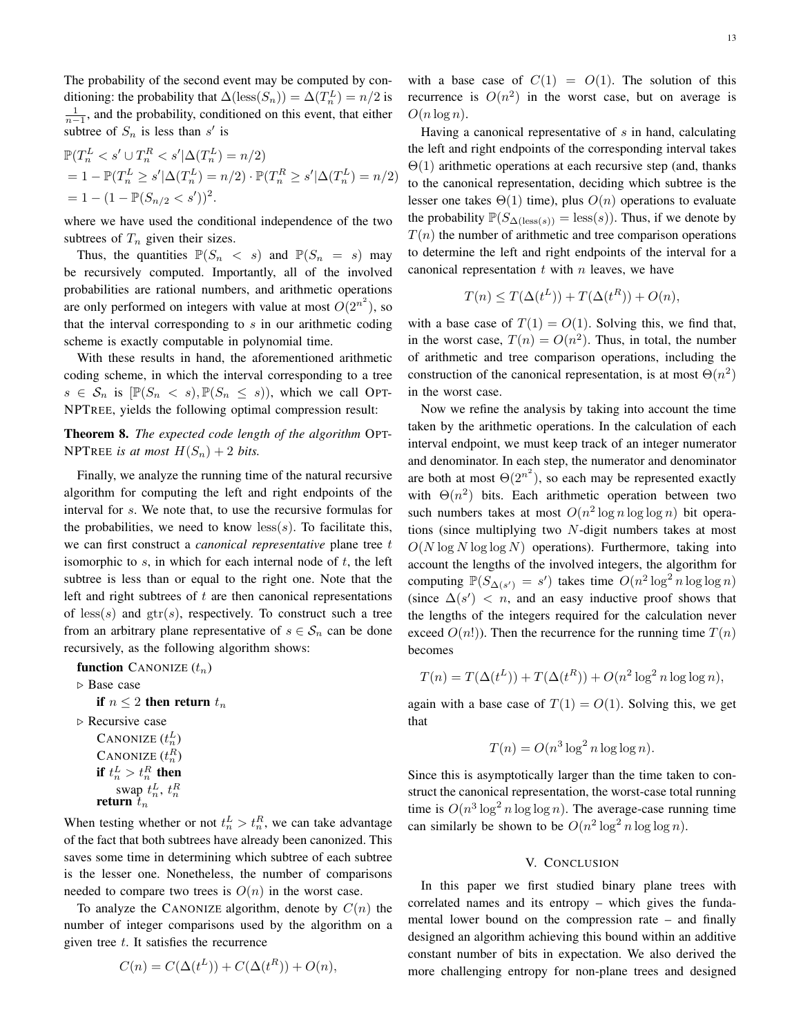The probability of the second event may be computed by conditioning: the probability that $\Delta(\mathrm{less}(S_n)) = \Delta(T_n^L) = n/2$ is $\frac{1}{n-1}$, and the probability, conditioned on this event, that either subtree of $S_n$ is less than $s'$ is

$$
\begin{aligned}
&\mathbb{P}(T_n^L < s' \cup T_n^R < s' | \Delta(T_n^L) = n/2) \\
&= 1 - \mathbb{P}(T_n^L \geq s' | \Delta(T_n^L) = n/2) \cdot \mathbb{P}(T_n^R \geq s' | \Delta(T_n^L) = n/2) \\
&= 1 - (1 - \mathbb{P}(S_{n/2} < s'))^2.
\end{aligned}
$$

where we have used the conditional independence of the two subtrees of $T_n$ given their sizes.

Thus, the quantities $\mathbb{P}(S_n < s)$ and $\mathbb{P}(S_n = s)$ may be recursively computed. Importantly, all of the involved probabilities are rational numbers, and arithmetic operations are only performed on integers with value at most $O(2^{n^2})$, so that the interval corresponding to $s$ in our arithmetic coding scheme is exactly computable in polynomial time.

With these results in hand, the aforementioned arithmetic coding scheme, in which the interval corresponding to a tree $s \in \mathcal{S}_n$ is $[\mathbb{P}(S_n < s), \mathbb{P}(S_n \leq s))$, which we call OPT-NPTREE, yields the following optimal compression result:

**Theorem 8.** *The expected code length of the algorithm* OPT-NPTREE *is at most* $H(S_n) + 2$ *bits.*

Finally, we analyze the running time of the natural recursive algorithm for computing the left and right endpoints of the interval for $s$. We note that, to use the recursive formulas for the probabilities, we need to know $\mathrm{less}(s)$. To facilitate this, we can first construct a *canonical representative* plane tree $t$ isomorphic to $s$, in which for each internal node of $t$, the left subtree is less than or equal to the right one. Note that the left and right subtrees of $t$ are then canonical representations of $\mathrm{less}(s)$ and $\mathrm{gtr}(s)$, respectively. To construct such a tree from an arbitrary plane representative of $s \in \mathcal{S}_n$ can be done recursively, as the following algorithm shows:

```
function CANONIZE (t_n)
▷ Base case
    if n ≤ 2 then return t_n
▷ Recursive case
    CANONIZE (t_n^L)
    CANONIZE (t_n^R)
    if t_n^L > t_n^R then
        swap t_n^L, t_n^R
    return t_n
```

When testing whether or not $t_n^L > t_n^R$, we can take advantage of the fact that both subtrees have already been canonized. This saves some time in determining which subtree of each subtree is the lesser one. Nonetheless, the number of comparisons needed to compare two trees is $O(n)$ in the worst case.

To analyze the CANONIZE algorithm, denote by $C(n)$ the number of integer comparisons used by the algorithm on a given tree $t$. It satisfies the recurrence

$$C(n) = C(\Delta(t^L)) + C(\Delta(t^R)) + O(n),$$

with a base case of $C(1) = O(1)$. The solution of this recurrence is $O(n^2)$ in the worst case, but on average is $O(n \log n)$.

Having a canonical representative of $s$ in hand, calculating the left and right endpoints of the corresponding interval takes $\Theta(1)$ arithmetic operations at each recursive step (and, thanks to the canonical representation, deciding which subtree is the lesser one takes $\Theta(1)$ time), plus $O(n)$ operations to evaluate the probability $\mathbb{P}(S_{\Delta(\mathrm{less}(s))} = \mathrm{less}(s))$. Thus, if we denote by $T(n)$ the number of arithmetic and tree comparison operations to determine the left and right endpoints of the interval for a canonical representation $t$ with $n$ leaves, we have

$$T(n) \leq T(\Delta(t^L)) + T(\Delta(t^R)) + O(n),$$

with a base case of $T(1) = O(1)$. Solving this, we find that, in the worst case, $T(n) = O(n^2)$. Thus, in total, the number of arithmetic and tree comparison operations, including the construction of the canonical representation, is at most $\Theta(n^2)$ in the worst case.

Now we refine the analysis by taking into account the time taken by the arithmetic operations. In the calculation of each interval endpoint, we must keep track of an integer numerator and denominator. In each step, the numerator and denominator are both at most $\Theta(2^{n^2})$, so each may be represented exactly with $\Theta(n^2)$ bits. Each arithmetic operation between two such numbers takes at most $O(n^2 \log n \log \log n)$ bit operations (since multiplying two $N$-digit numbers takes at most $O(N \log N \log \log N)$ operations). Furthermore, taking into account the lengths of the involved integers, the algorithm for computing $\mathbb{P}(S_{\Delta(s')} = s')$ takes time $O(n^2 \log^2 n \log \log n)$ (since $\Delta(s') < n$, and an easy inductive proof shows that the lengths of the integers required for the calculation never exceed $O(n!)$). Then the recurrence for the running time $T(n)$ becomes

$$T(n) = T(\Delta(t^L)) + T(\Delta(t^R)) + O(n^2 \log^2 n \log \log n),$$

again with a base case of $T(1) = O(1)$. Solving this, we get that

$$T(n) = O(n^3 \log^2 n \log \log n).$$

Since this is asymptotically larger than the time taken to construct the canonical representation, the worst-case total running time is $O(n^3 \log^2 n \log \log n)$. The average-case running time can similarly be shown to be $O(n^2 \log^2 n \log \log n)$.

## V. CONCLUSION

In this paper we first studied binary plane trees with correlated names and its entropy – which gives the fundamental lower bound on the compression rate – and finally designed an algorithm achieving this bound within an additive constant number of bits in expectation. We also derived the more challenging entropy for non-plane trees and designed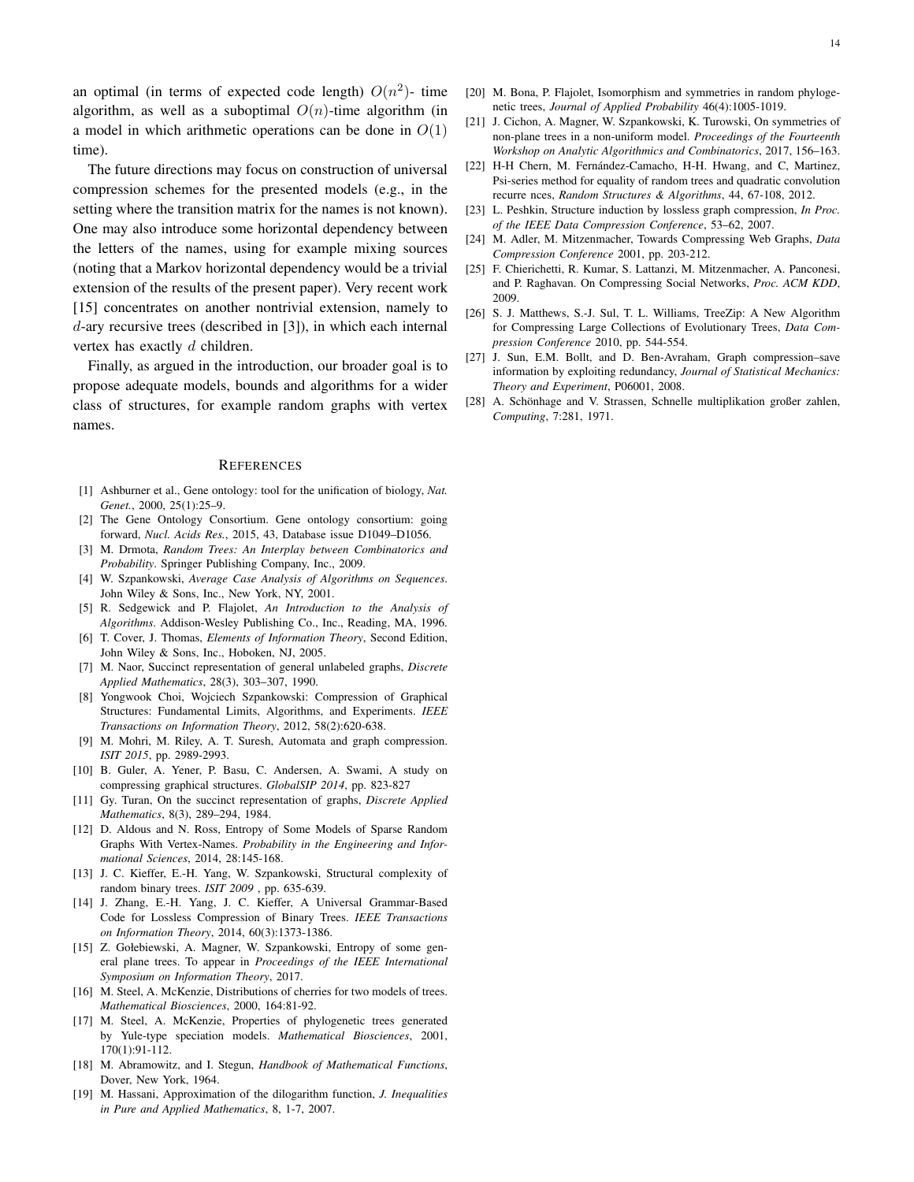an optimal (in terms of expected code length) $O(n^2)$- time algorithm, as well as a suboptimal $O(n)$-time algorithm (in a model in which arithmetic operations can be done in $O(1)$ time).

The future directions may focus on construction of universal compression schemes for the presented models (e.g., in the setting where the transition matrix for the names is not known). One may also introduce some horizontal dependency between the letters of the names, using for example mixing sources (noting that a Markov horizontal dependency would be a trivial extension of the results of the present paper). Very recent work [15] concentrates on another nontrivial extension, namely to $d$-ary recursive trees (described in [3]), in which each internal vertex has exactly $d$ children.

Finally, as argued in the introduction, our broader goal is to propose adequate models, bounds and algorithms for a wider class of structures, for example random graphs with vertex names.

## References

[1] Ashburner et al., Gene ontology: tool for the unification of biology, *Nat. Genet.*, 2000, 25(1):25–9.

[2] The Gene Ontology Consortium. Gene ontology consortium: going forward, *Nucl. Acids Res.*, 2015, 43, Database issue D1049–D1056.

[3] M. Drmota, *Random Trees: An Interplay between Combinatorics and Probability*. Springer Publishing Company, Inc., 2009.

[4] W. Szpankowski, *Average Case Analysis of Algorithms on Sequences*. John Wiley & Sons, Inc., New York, NY, 2001.

[5] R. Sedgewick and P. Flajolet, *An Introduction to the Analysis of Algorithms*. Addison-Wesley Publishing Co., Inc., Reading, MA, 1996.

[6] T. Cover, J. Thomas, *Elements of Information Theory*, Second Edition, John Wiley & Sons, Inc., Hoboken, NJ, 2005.

[7] M. Naor, Succinct representation of general unlabeled graphs, *Discrete Applied Mathematics*, 28(3), 303–307, 1990.

[8] Yongwook Choi, Wojciech Szpankowski: Compression of Graphical Structures: Fundamental Limits, Algorithms, and Experiments. *IEEE Transactions on Information Theory*, 2012, 58(2):620-638.

[9] M. Mohri, M. Riley, A. T. Suresh, Automata and graph compression. *ISIT 2015*, pp. 2989-2993.

[10] B. Guler, A. Yener, P. Basu, C. Andersen, A. Swami, A study on compressing graphical structures. *GlobalSIP 2014*, pp. 823-827

[11] Gy. Turan, On the succinct representation of graphs, *Discrete Applied Mathematics*, 8(3), 289–294, 1984.

[12] D. Aldous and N. Ross, Entropy of Some Models of Sparse Random Graphs With Vertex-Names. *Probability in the Engineering and Informational Sciences*, 2014, 28:145-168.

[13] J. C. Kieffer, E.-H. Yang, W. Szpankowski, Structural complexity of random binary trees. *ISIT 2009* , pp. 635-639.

[14] J. Zhang, E.-H. Yang, J. C. Kieffer, A Universal Grammar-Based Code for Lossless Compression of Binary Trees. *IEEE Transactions on Information Theory*, 2014, 60(3):1373-1386.

[15] Z. Gołebiewski, A. Magner, W. Szpankowski, Entropy of some general plane trees. To appear in *Proceedings of the IEEE International Symposium on Information Theory*, 2017.

[16] M. Steel, A. McKenzie, Distributions of cherries for two models of trees. *Mathematical Biosciences*, 2000, 164:81-92.

[17] M. Steel, A. McKenzie, Properties of phylogenetic trees generated by Yule-type speciation models. *Mathematical Biosciences*, 2001, 170(1):91-112.

[18] M. Abramowitz, and I. Stegun, *Handbook of Mathematical Functions*, Dover, New York, 1964.

[19] M. Hassani, Approximation of the dilogarithm function, *J. Inequalities in Pure and Applied Mathematics*, 8, 1-7, 2007.

[20] M. Bona, P. Flajolet, Isomorphism and symmetries in random phylogenetic trees, *Journal of Applied Probability* 46(4):1005-1019.

[21] J. Cichon, A. Magner, W. Szpankowski, K. Turowski, On symmetries of non-plane trees in a non-uniform model. *Proceedings of the Fourteenth Workshop on Analytic Algorithmics and Combinatorics*, 2017, 156–163.

[22] H-H Chern, M. Fernández-Camacho, H-H. Hwang, and C, Martinez, Psi-series method for equality of random trees and quadratic convolution recurre nces, *Random Structures & Algorithms*, 44, 67-108, 2012.

[23] L. Peshkin, Structure induction by lossless graph compression, *In Proc. of the IEEE Data Compression Conference*, 53–62, 2007.

[24] M. Adler, M. Mitzenmacher, Towards Compressing Web Graphs, *Data Compression Conference* 2001, pp. 203-212.

[25] F. Chierichetti, R. Kumar, S. Lattanzi, M. Mitzenmacher, A. Panconesi, and P. Raghavan. On Compressing Social Networks, *Proc. ACM KDD*, 2009.

[26] S. J. Matthews, S.-J. Sul, T. L. Williams, TreeZip: A New Algorithm for Compressing Large Collections of Evolutionary Trees, *Data Compression Conference* 2010, pp. 544-554.

[27] J. Sun, E.M. Bollt, and D. Ben-Avraham, Graph compression–save information by exploiting redundancy, *Journal of Statistical Mechanics: Theory and Experiment*, P06001, 2008.

[28] A. Schönhage and V. Strassen, Schnelle multiplikation großer zahlen, *Computing*, 7:281, 1971.